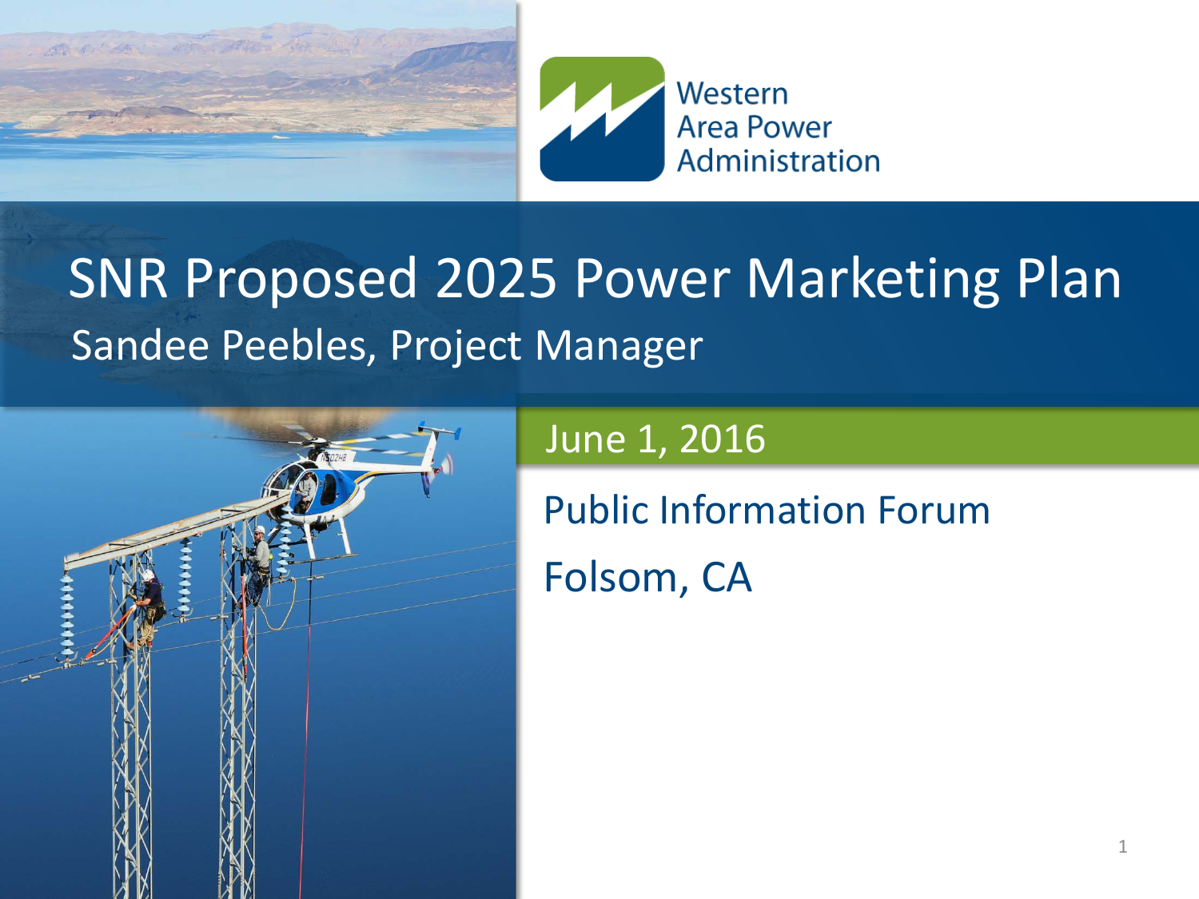Western Area Power Administration

# SNR Proposed 2025 Power Marketing Plan

Sandee Peebles, Project Manager

June 1, 2016

Public Information Forum

Folsom, CA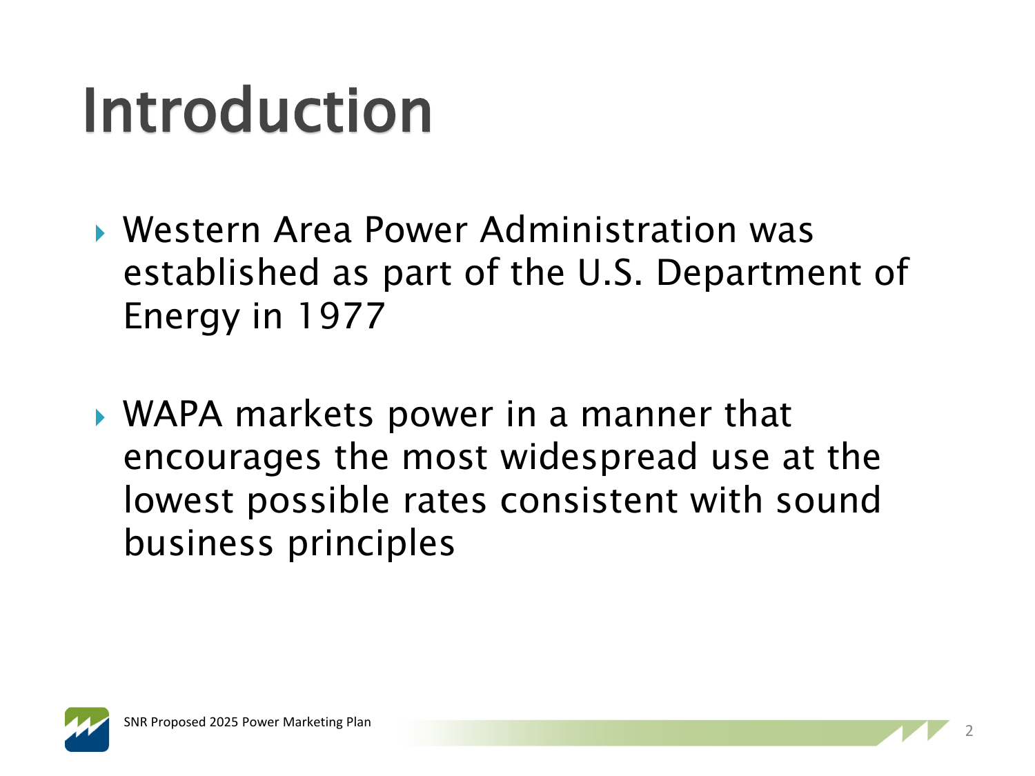# Introduction

- Western Area Power Administration was established as part of the U.S. Department of Energy in 1977

- WAPA markets power in a manner that encourages the most widespread use at the lowest possible rates consistent with sound business principles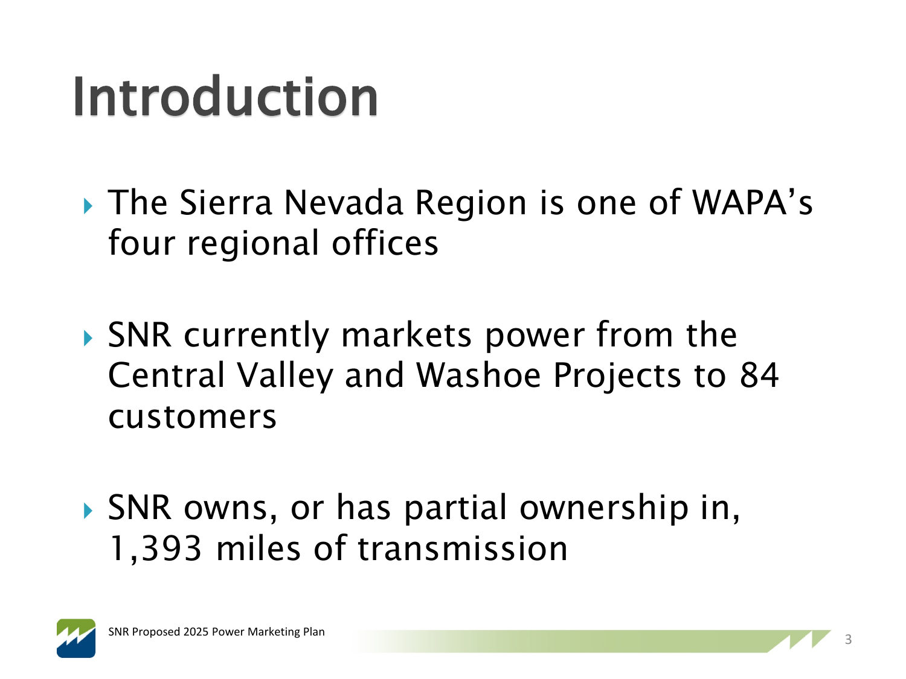# Introduction

- The Sierra Nevada Region is one of WAPA's four regional offices
- SNR currently markets power from the Central Valley and Washoe Projects to 84 customers
- SNR owns, or has partial ownership in, 1,393 miles of transmission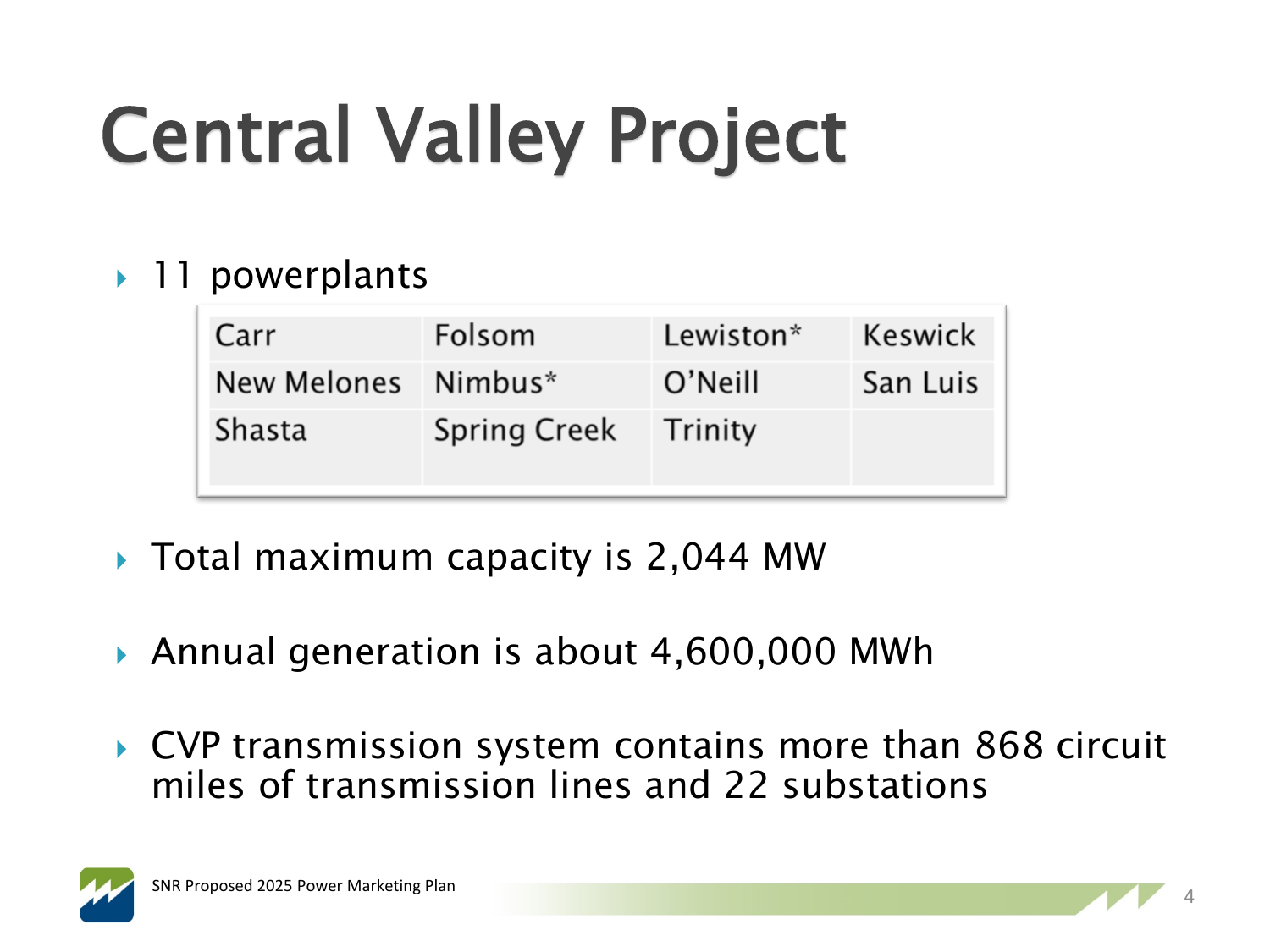# Central Valley Project

- 11 powerplants

| Carr | Folsom | Lewiston* | Keswick |
|---|---|---|---|
| New Melones | Nimbus* | O'Neill | San Luis |
| Shasta | Spring Creek | Trinity | |

- Total maximum capacity is 2,044 MW
- Annual generation is about 4,600,000 MWh
- CVP transmission system contains more than 868 circuit miles of transmission lines and 22 substations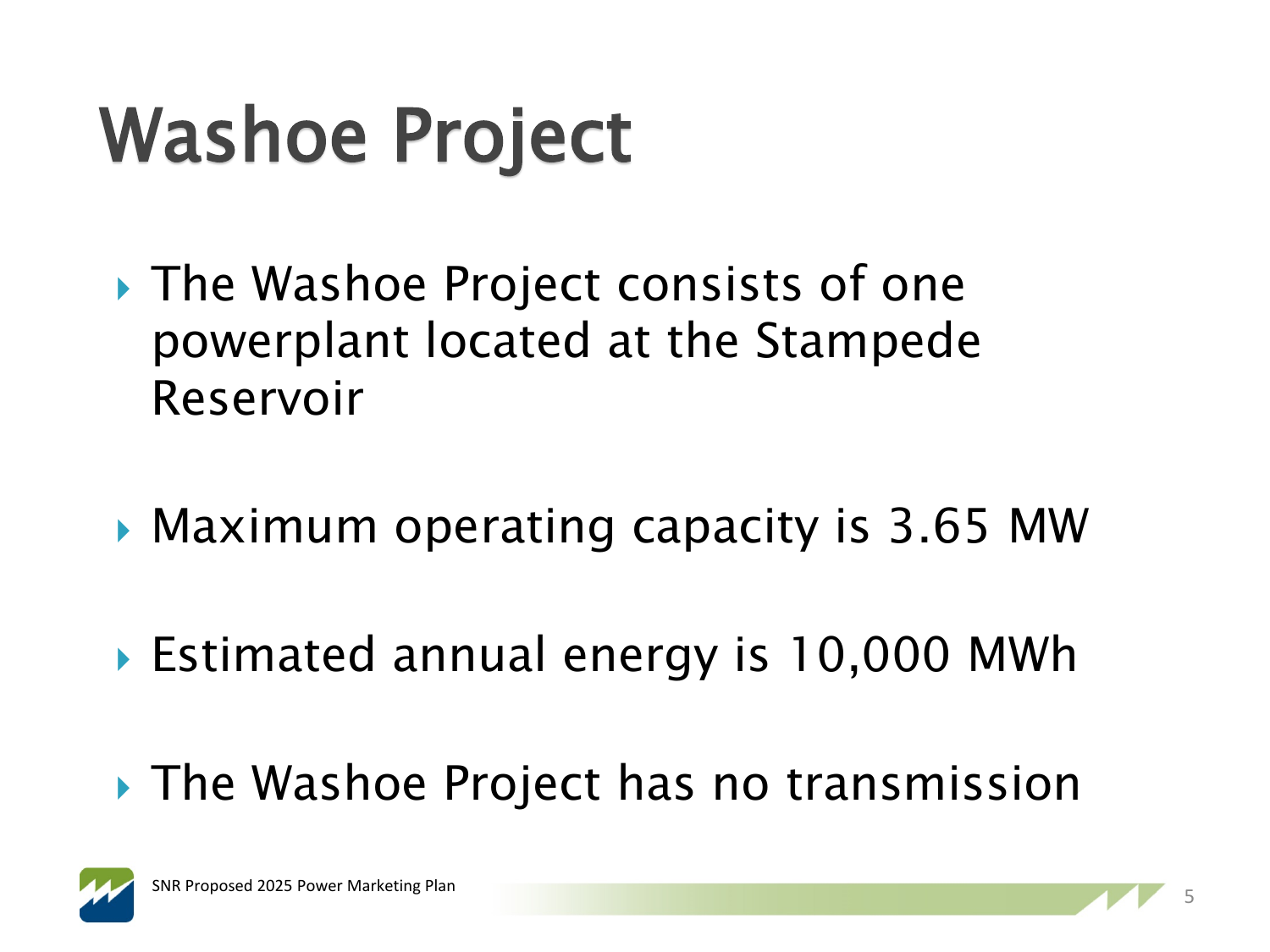# Washoe Project

- The Washoe Project consists of one powerplant located at the Stampede Reservoir
- Maximum operating capacity is 3.65 MW
- Estimated annual energy is 10,000 MWh
- The Washoe Project has no transmission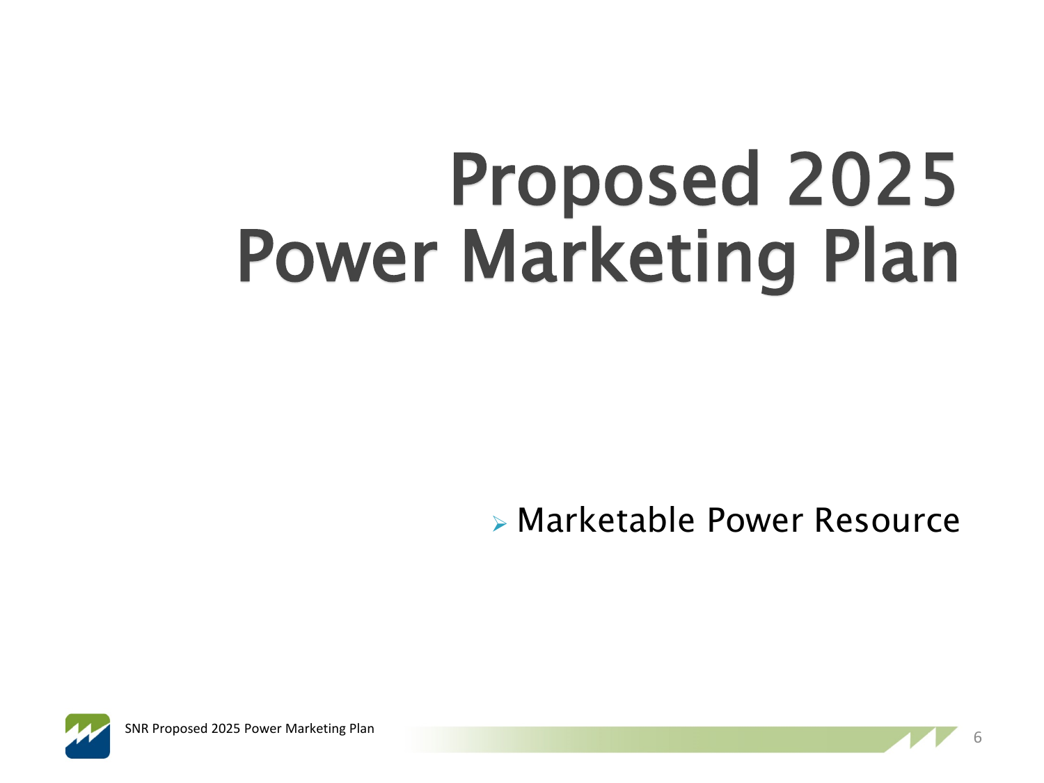# Proposed 2025 Power Marketing Plan

- Marketable Power Resource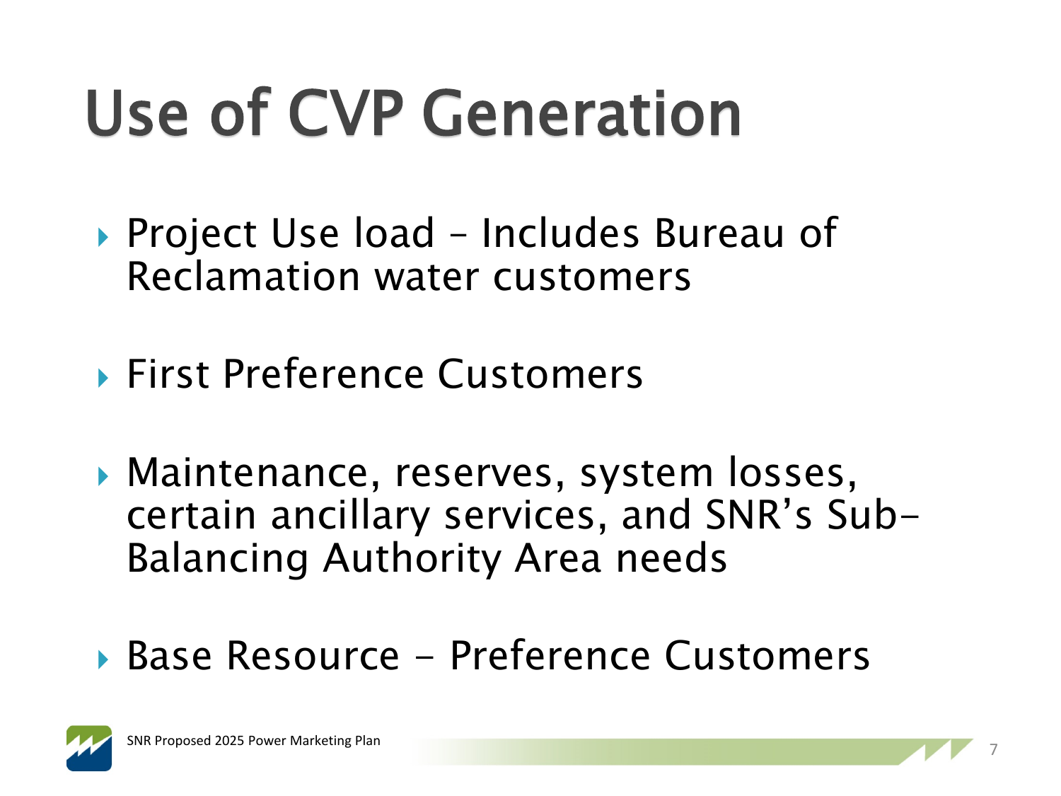# Use of CVP Generation

- Project Use load – Includes Bureau of Reclamation water customers
- First Preference Customers
- Maintenance, reserves, system losses, certain ancillary services, and SNR's Sub-Balancing Authority Area needs
- Base Resource - Preference Customers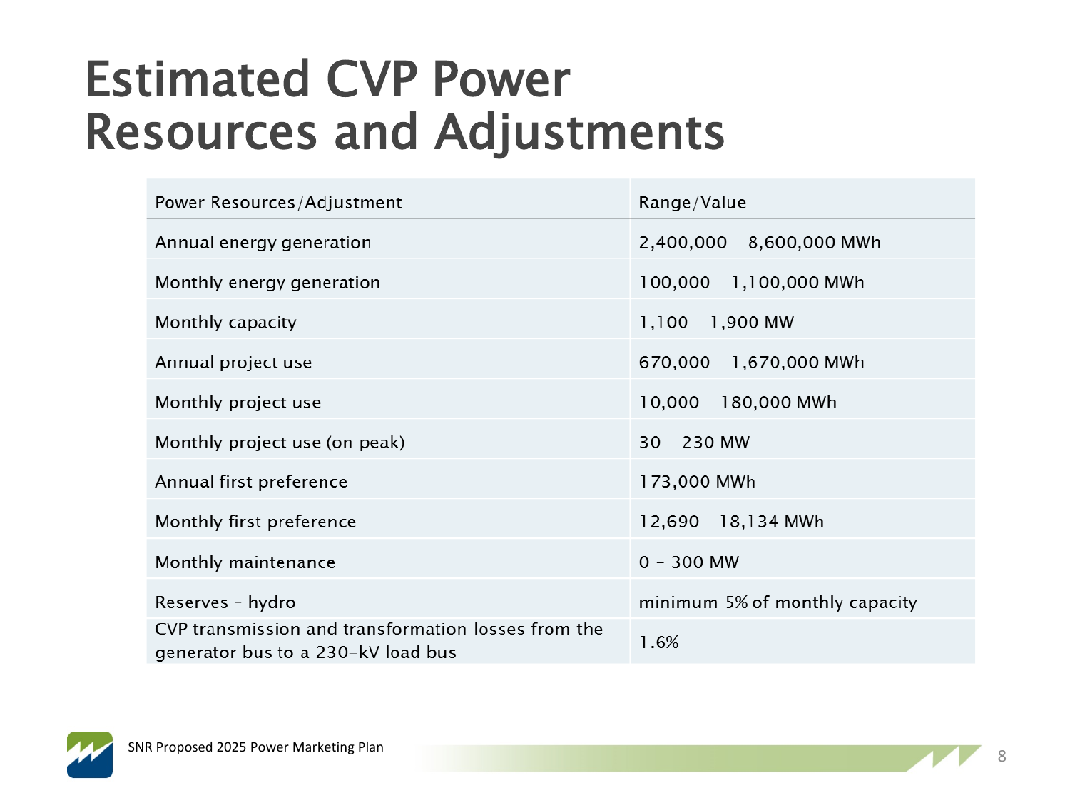# Estimated CVP Power Resources and Adjustments

| Power Resources/Adjustment | Range/Value |
|---|---|
| Annual energy generation | 2,400,000 – 8,600,000 MWh |
| Monthly energy generation | 100,000 – 1,100,000 MWh |
| Monthly capacity | 1,100 – 1,900 MW |
| Annual project use | 670,000 – 1,670,000 MWh |
| Monthly project use | 10,000 – 180,000 MWh |
| Monthly project use (on peak) | 30 – 230 MW |
| Annual first preference | 173,000 MWh |
| Monthly first preference | 12,690 – 18,134 MWh |
| Monthly maintenance | 0 – 300 MW |
| Reserves – hydro | minimum 5% of monthly capacity |
| CVP transmission and transformation losses from the generator bus to a 230-kV load bus | 1.6% |

SNR Proposed 2025 Power Marketing Plan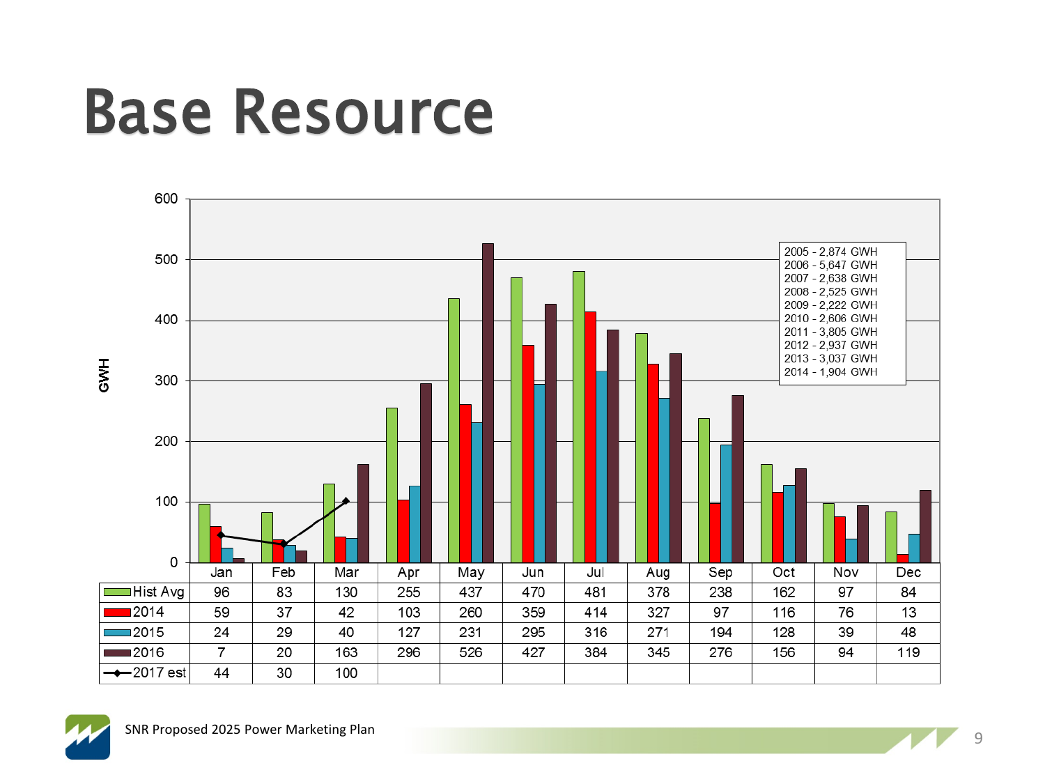# Base Resource

| | Jan | Feb | Mar | Apr | May | Jun | Jul | Aug | Sep | Oct | Nov | Dec |
|---|---|---|---|---|---|---|---|---|---|---|---|---|
| Hist Avg | 96 | 83 | 130 | 255 | 437 | 470 | 481 | 378 | 238 | 162 | 97 | 84 |
| 2014 | 59 | 37 | 42 | 103 | 260 | 359 | 414 | 327 | 97 | 116 | 76 | 13 |
| 2015 | 24 | 29 | 40 | 127 | 231 | 295 | 316 | 271 | 194 | 128 | 39 | 48 |
| 2016 | 7 | 20 | 163 | 296 | 526 | 427 | 384 | 345 | 276 | 156 | 94 | 119 |
| 2017 est | 44 | 30 | 100 | | | | | | | | | |

GWH

2005 - 2,874 GWH
2006 - 5,647 GWH
2007 - 2,638 GWH
2008 - 2,525 GWH
2009 - 2,222 GWH
2010 - 2,606 GWH
2011 - 3,805 GWH
2012 - 2,937 GWH
2013 - 3,037 GWH
2014 - 1,904 GWH

SNR Proposed 2025 Power Marketing Plan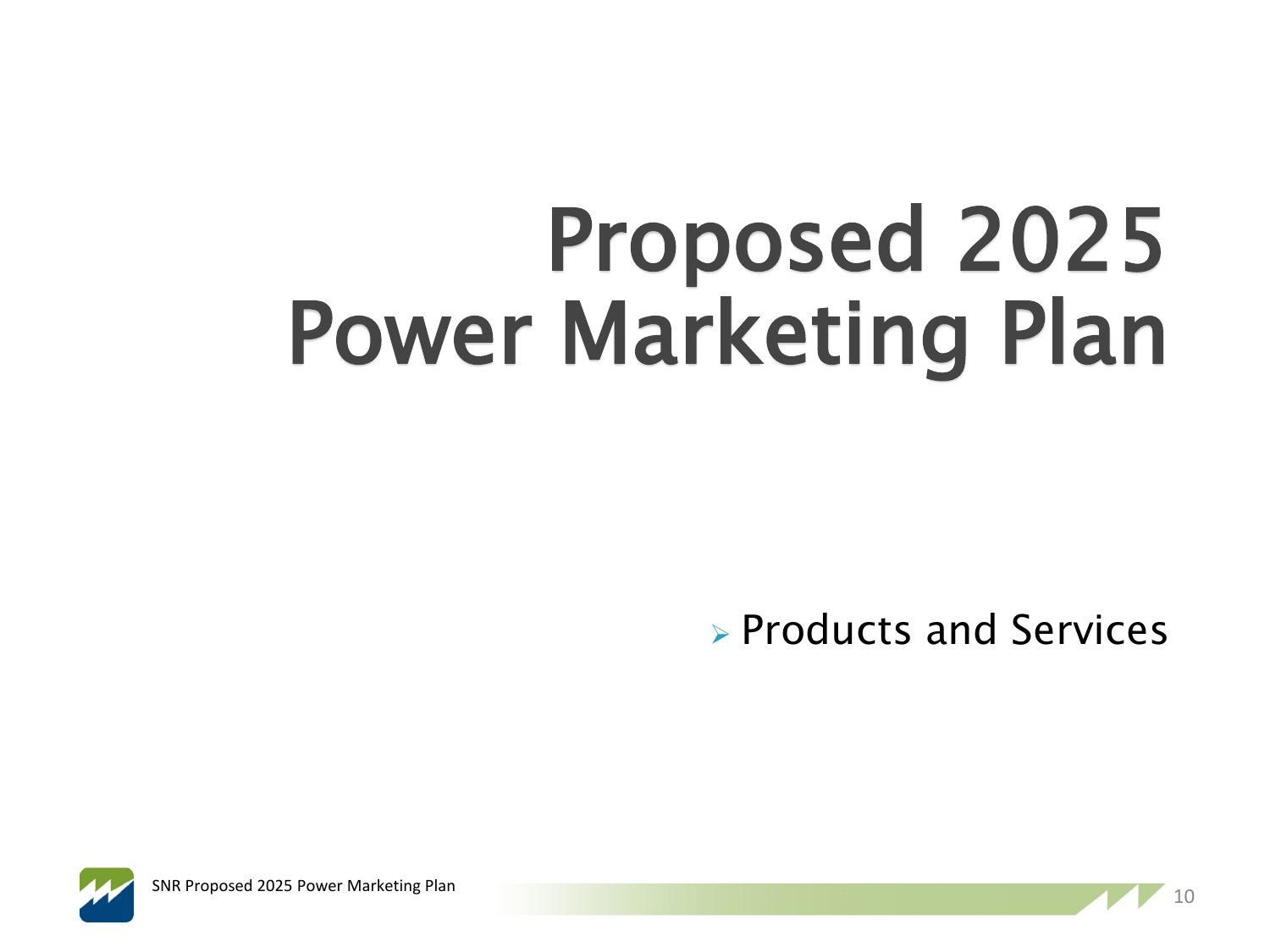# Proposed 2025 Power Marketing Plan

- Products and Services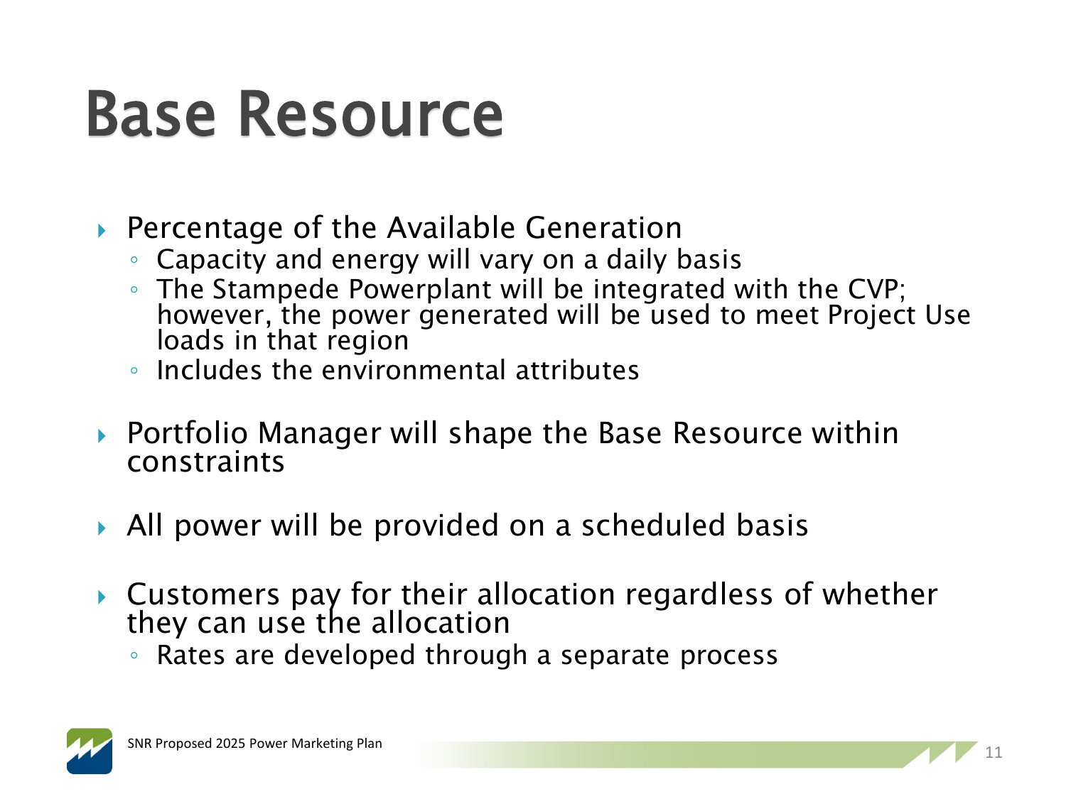# Base Resource

- Percentage of the Available Generation
  - Capacity and energy will vary on a daily basis
  - The Stampede Powerplant will be integrated with the CVP; however, the power generated will be used to meet Project Use loads in that region
  - Includes the environmental attributes
- Portfolio Manager will shape the Base Resource within constraints
- All power will be provided on a scheduled basis
- Customers pay for their allocation regardless of whether they can use the allocation
  - Rates are developed through a separate process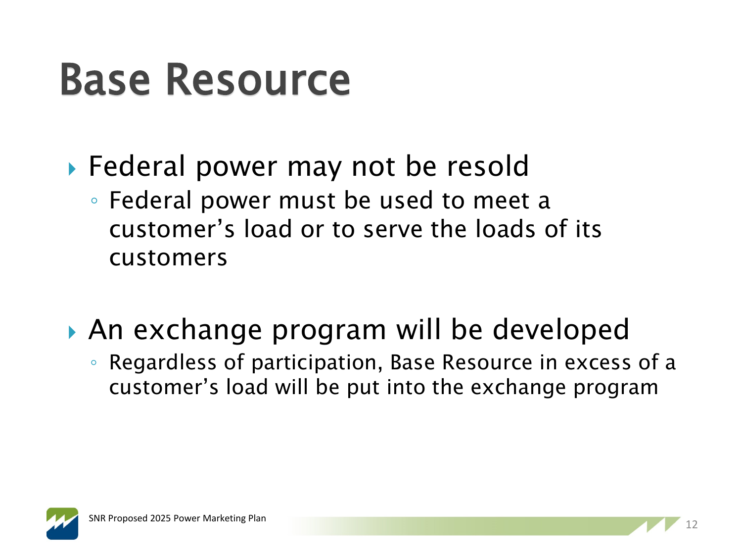# Base Resource

- Federal power may not be resold
  - Federal power must be used to meet a customer's load or to serve the loads of its customers

- An exchange program will be developed
  - Regardless of participation, Base Resource in excess of a customer's load will be put into the exchange program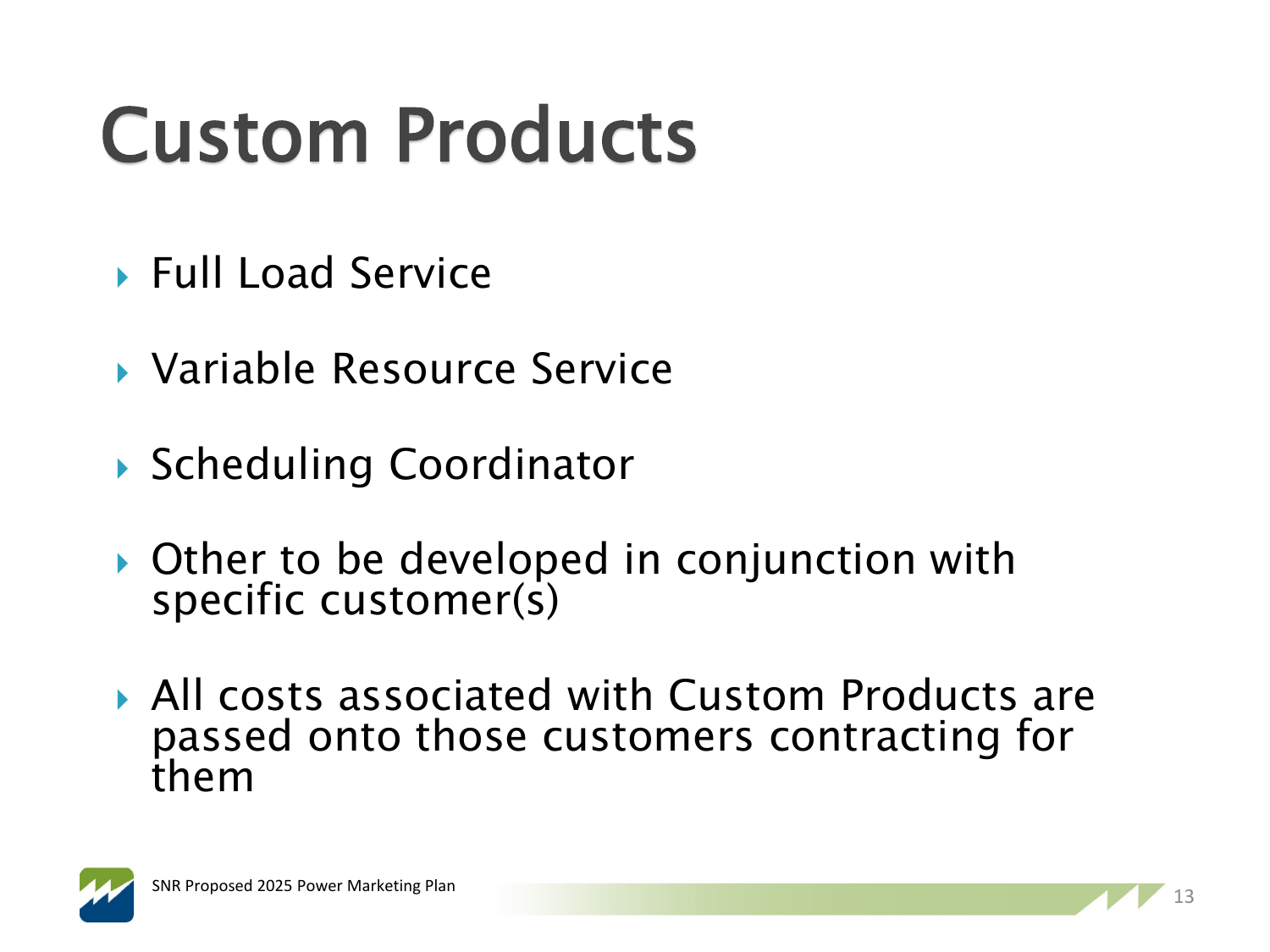# Custom Products

- Full Load Service
- Variable Resource Service
- Scheduling Coordinator
- Other to be developed in conjunction with specific customer(s)
- All costs associated with Custom Products are passed onto those customers contracting for them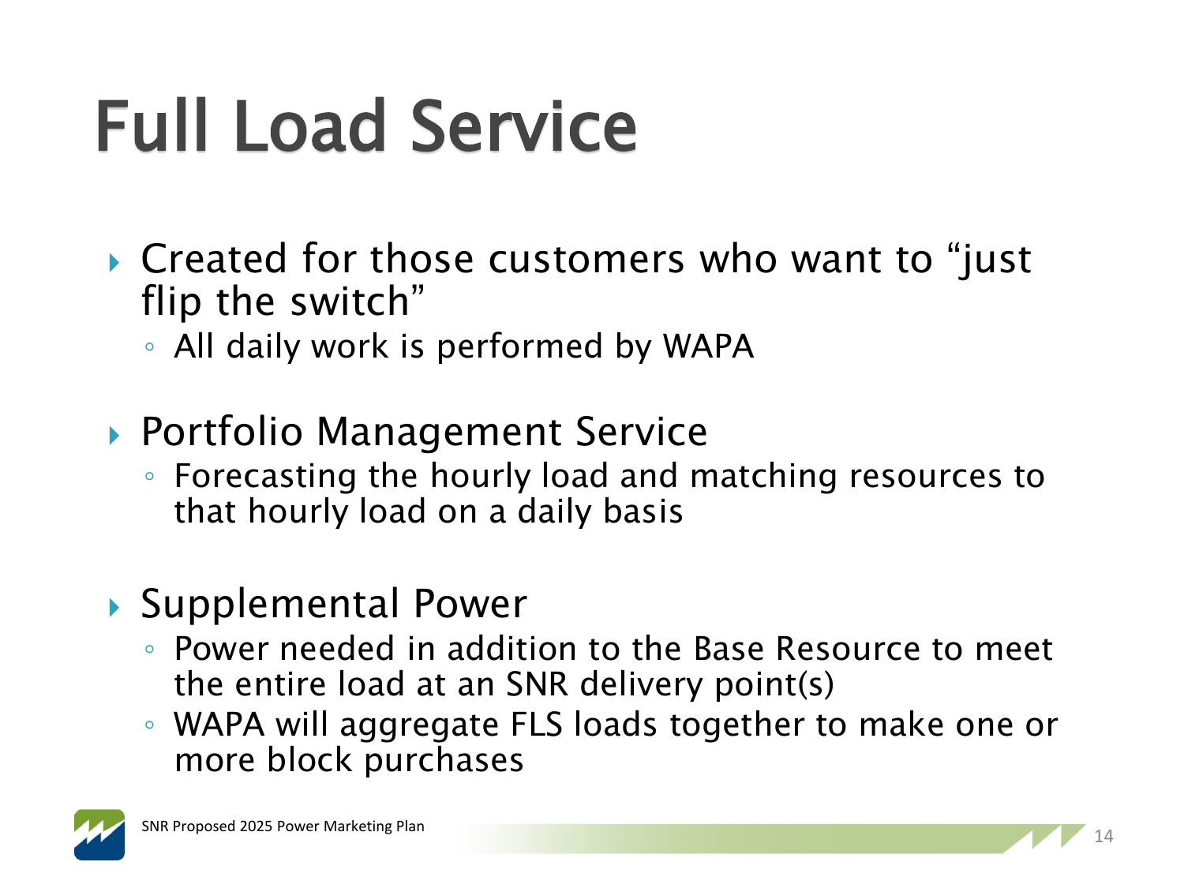# Full Load Service

- Created for those customers who want to "just flip the switch"
  - All daily work is performed by WAPA
- Portfolio Management Service
  - Forecasting the hourly load and matching resources to that hourly load on a daily basis
- Supplemental Power
  - Power needed in addition to the Base Resource to meet the entire load at an SNR delivery point(s)
  - WAPA will aggregate FLS loads together to make one or more block purchases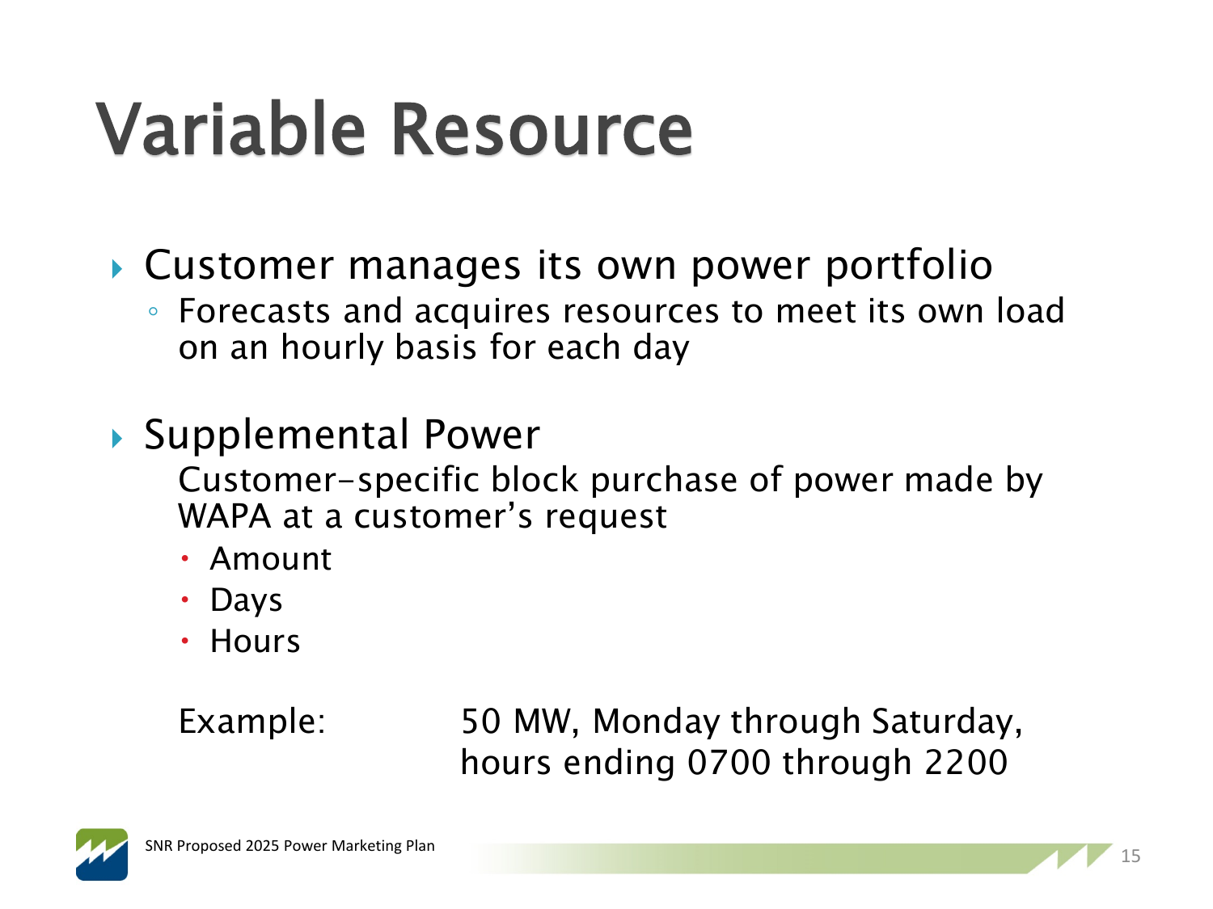# Variable Resource

- Customer manages its own power portfolio
  - Forecasts and acquires resources to meet its own load on an hourly basis for each day

- Supplemental Power

  Customer-specific block purchase of power made by WAPA at a customer's request

  - Amount
  - Days
  - Hours

  Example: 50 MW, Monday through Saturday, hours ending 0700 through 2200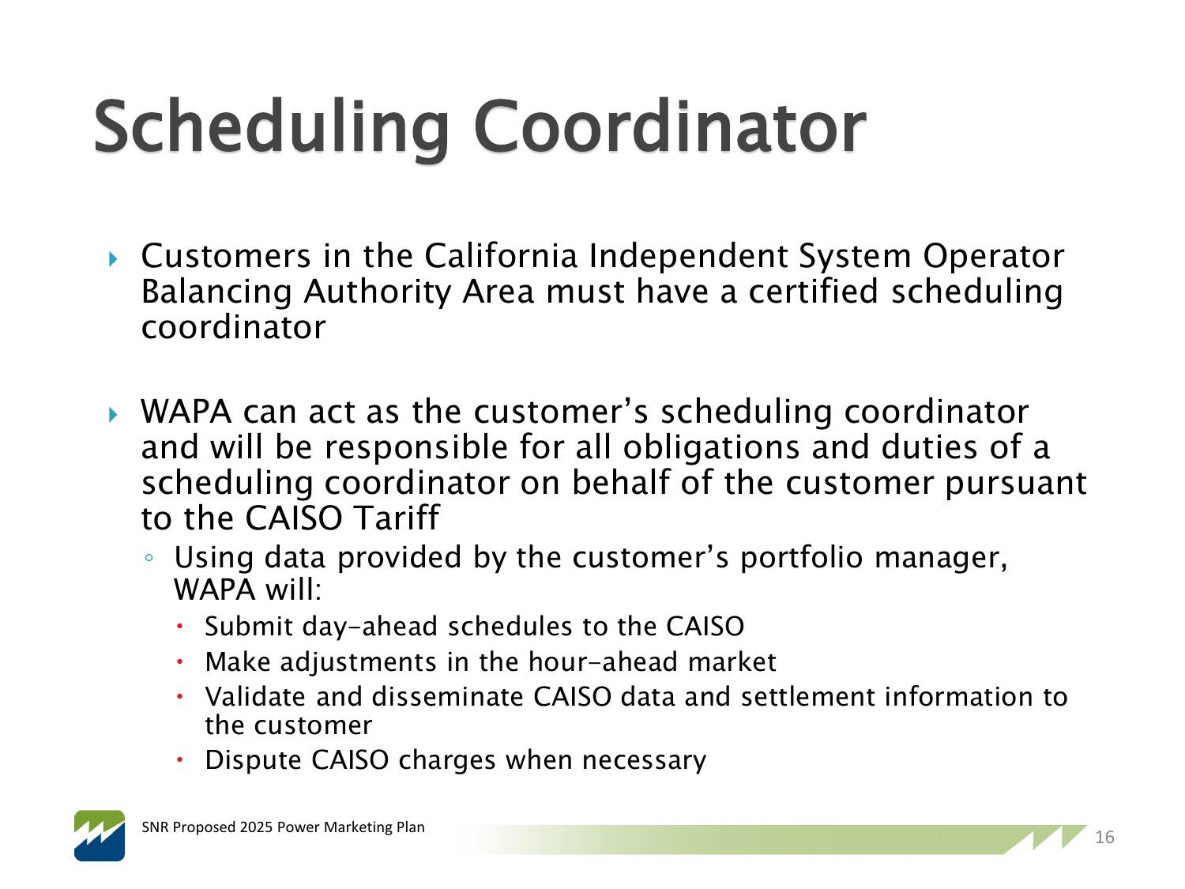# Scheduling Coordinator

- Customers in the California Independent System Operator Balancing Authority Area must have a certified scheduling coordinator

- WAPA can act as the customer's scheduling coordinator and will be responsible for all obligations and duties of a scheduling coordinator on behalf of the customer pursuant to the CAISO Tariff
  - Using data provided by the customer's portfolio manager, WAPA will:
    - Submit day-ahead schedules to the CAISO
    - Make adjustments in the hour-ahead market
    - Validate and disseminate CAISO data and settlement information to the customer
    - Dispute CAISO charges when necessary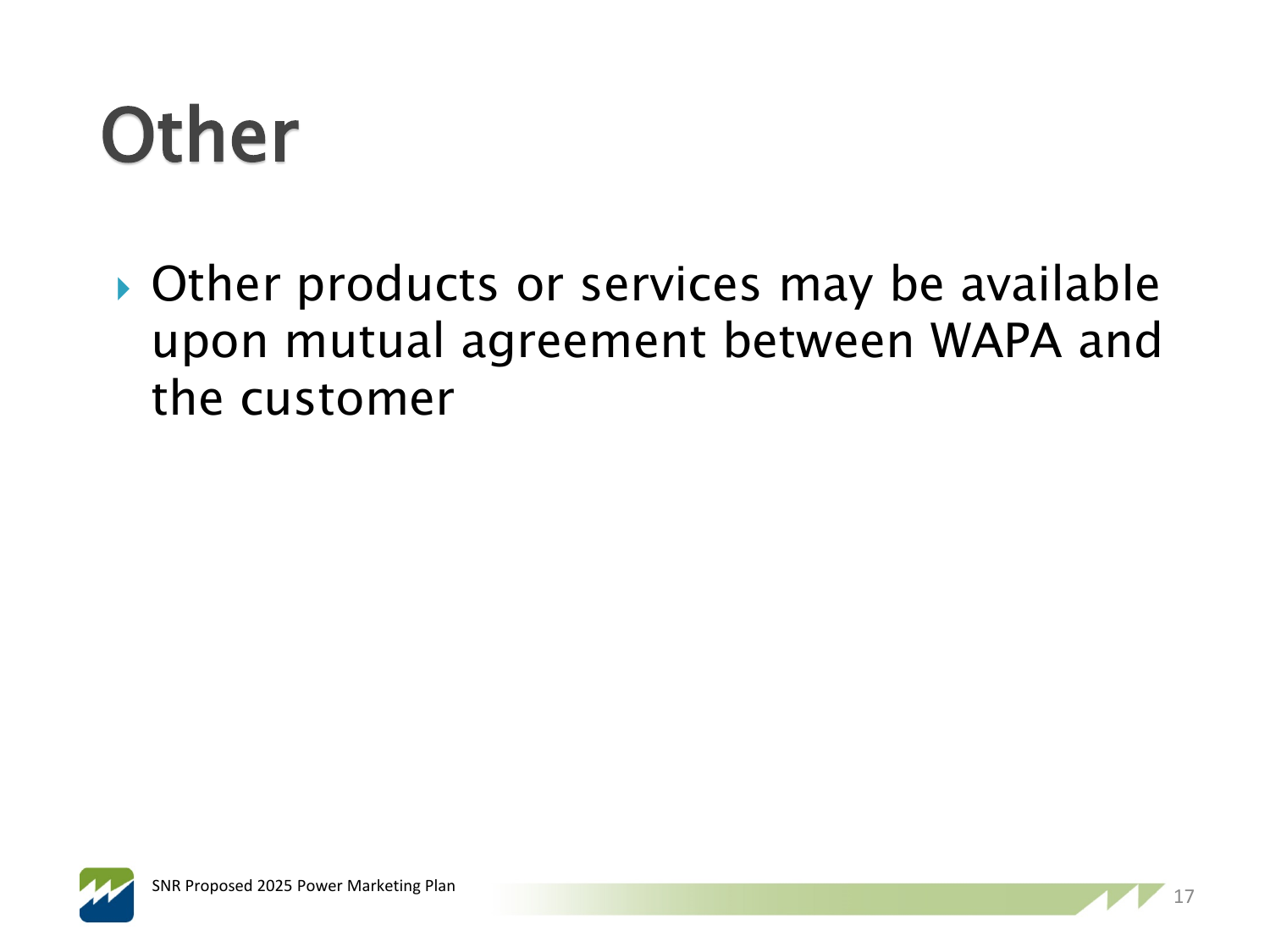# Other

- Other products or services may be available upon mutual agreement between WAPA and the customer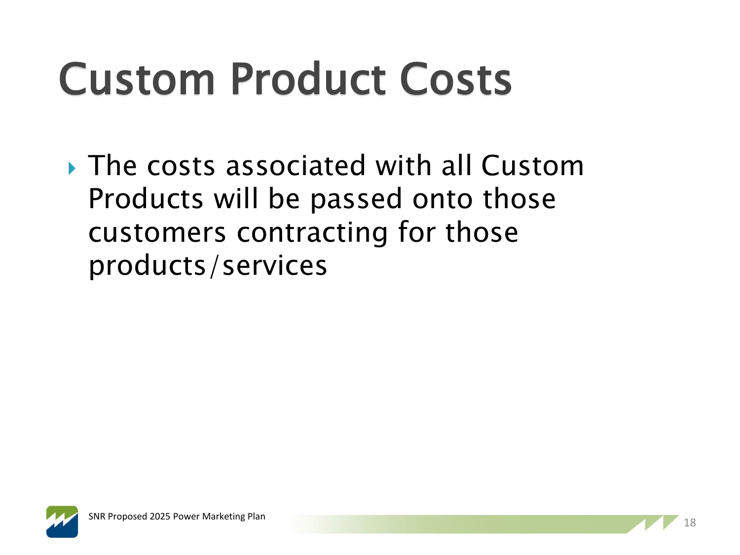# Custom Product Costs

- The costs associated with all Custom Products will be passed onto those customers contracting for those products/services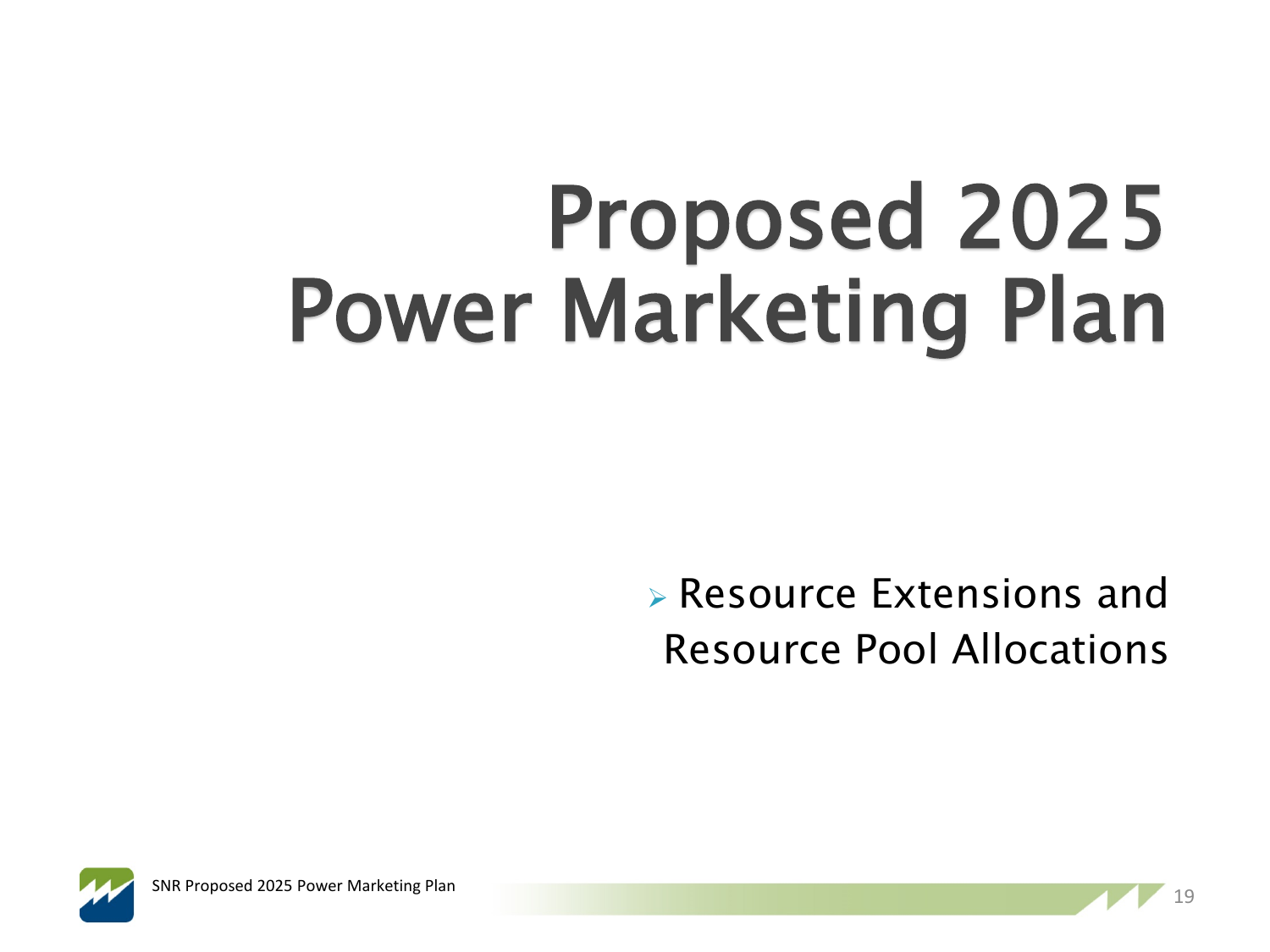# Proposed 2025 Power Marketing Plan

- Resource Extensions and Resource Pool Allocations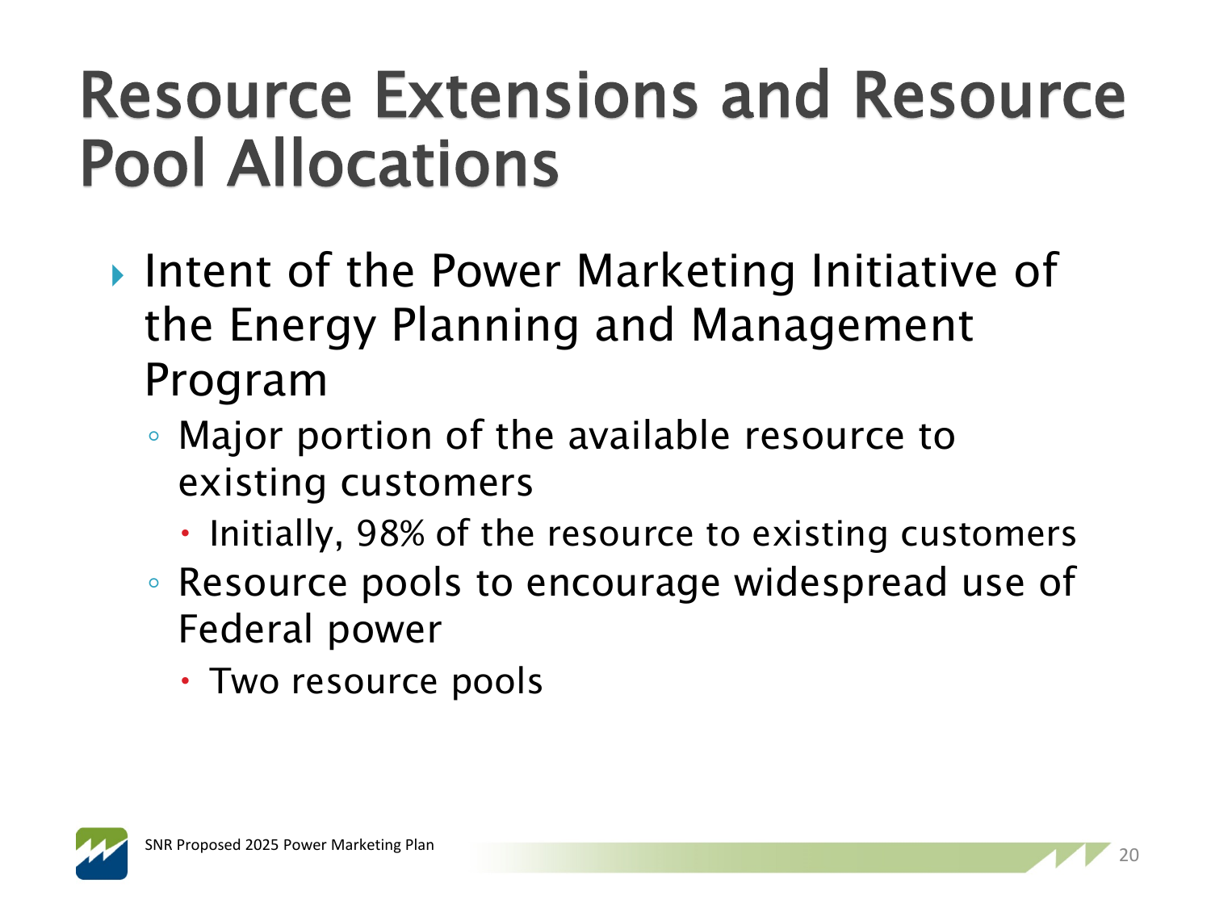# Resource Extensions and Resource Pool Allocations

- Intent of the Power Marketing Initiative of the Energy Planning and Management Program
  - Major portion of the available resource to existing customers
    - Initially, 98% of the resource to existing customers
  - Resource pools to encourage widespread use of Federal power
    - Two resource pools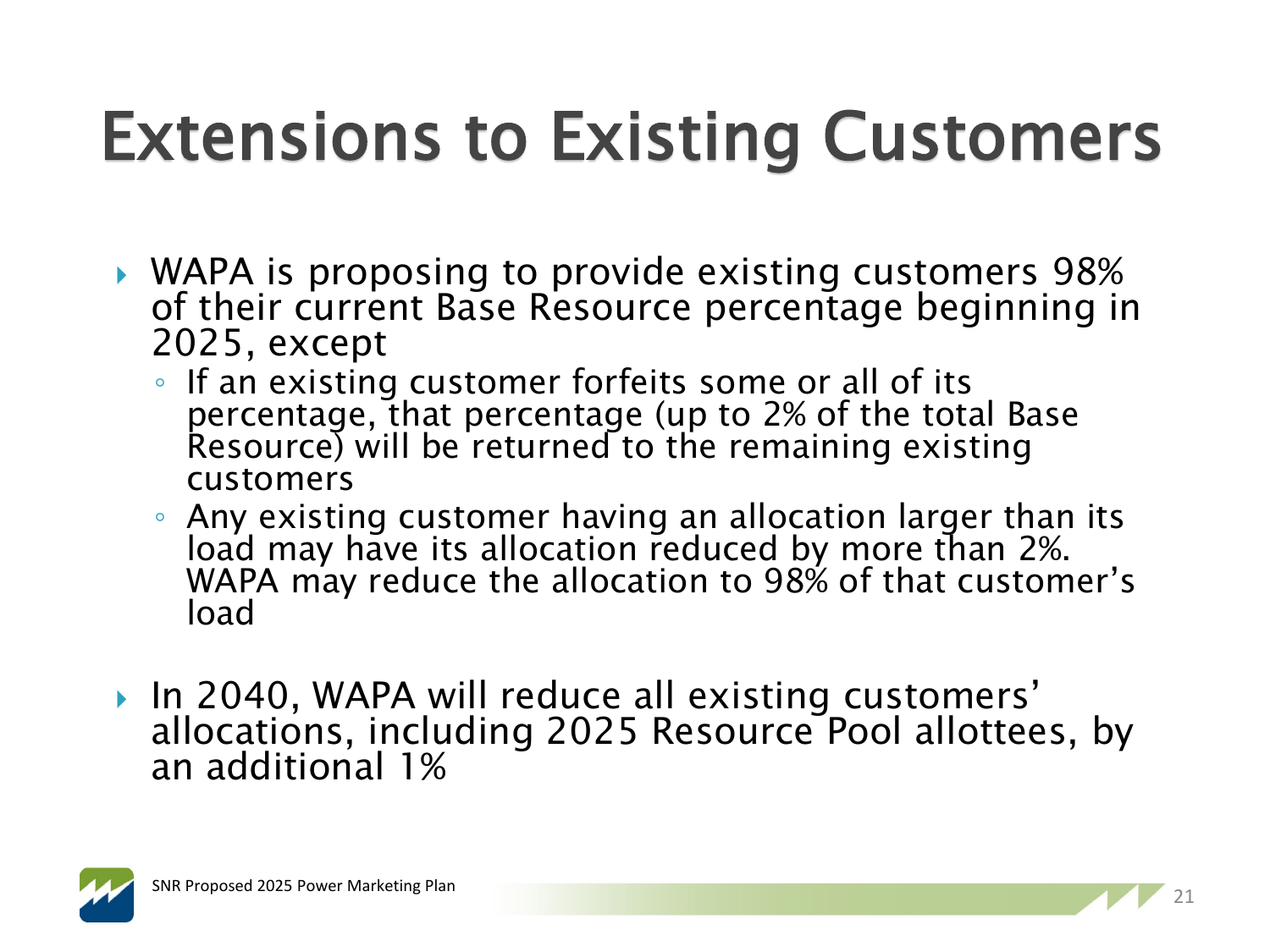# Extensions to Existing Customers

- WAPA is proposing to provide existing customers 98% of their current Base Resource percentage beginning in 2025, except
  - If an existing customer forfeits some or all of its percentage, that percentage (up to 2% of the total Base Resource) will be returned to the remaining existing customers
  - Any existing customer having an allocation larger than its load may have its allocation reduced by more than 2%. WAPA may reduce the allocation to 98% of that customer's load
- In 2040, WAPA will reduce all existing customers' allocations, including 2025 Resource Pool allottees, by an additional 1%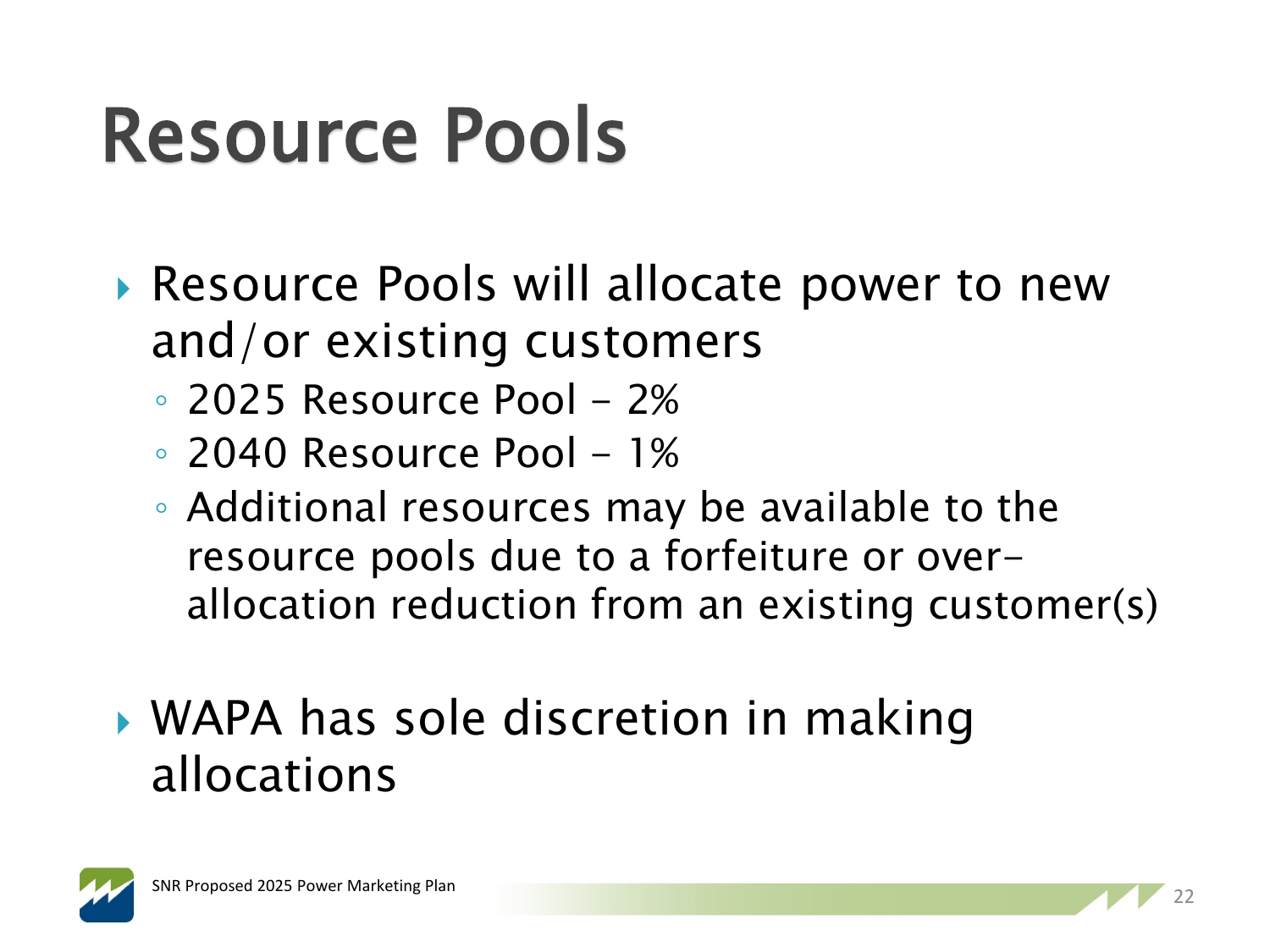# Resource Pools

- Resource Pools will allocate power to new and/or existing customers
  - 2025 Resource Pool – 2%
  - 2040 Resource Pool – 1%
  - Additional resources may be available to the resource pools due to a forfeiture or over-allocation reduction from an existing customer(s)
- WAPA has sole discretion in making allocations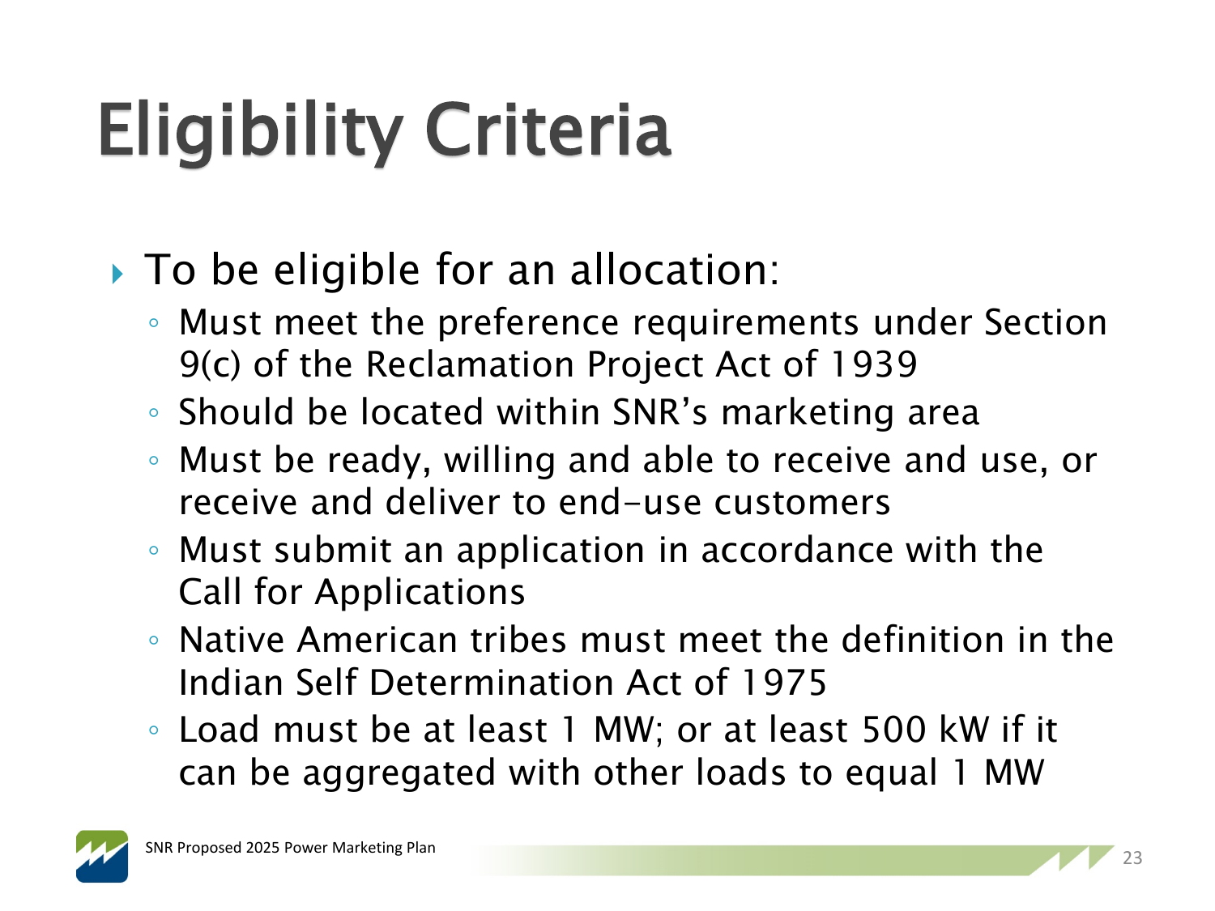# Eligibility Criteria

- To be eligible for an allocation:
  - Must meet the preference requirements under Section 9(c) of the Reclamation Project Act of 1939
  - Should be located within SNR's marketing area
  - Must be ready, willing and able to receive and use, or receive and deliver to end-use customers
  - Must submit an application in accordance with the Call for Applications
  - Native American tribes must meet the definition in the Indian Self Determination Act of 1975
  - Load must be at least 1 MW; or at least 500 kW if it can be aggregated with other loads to equal 1 MW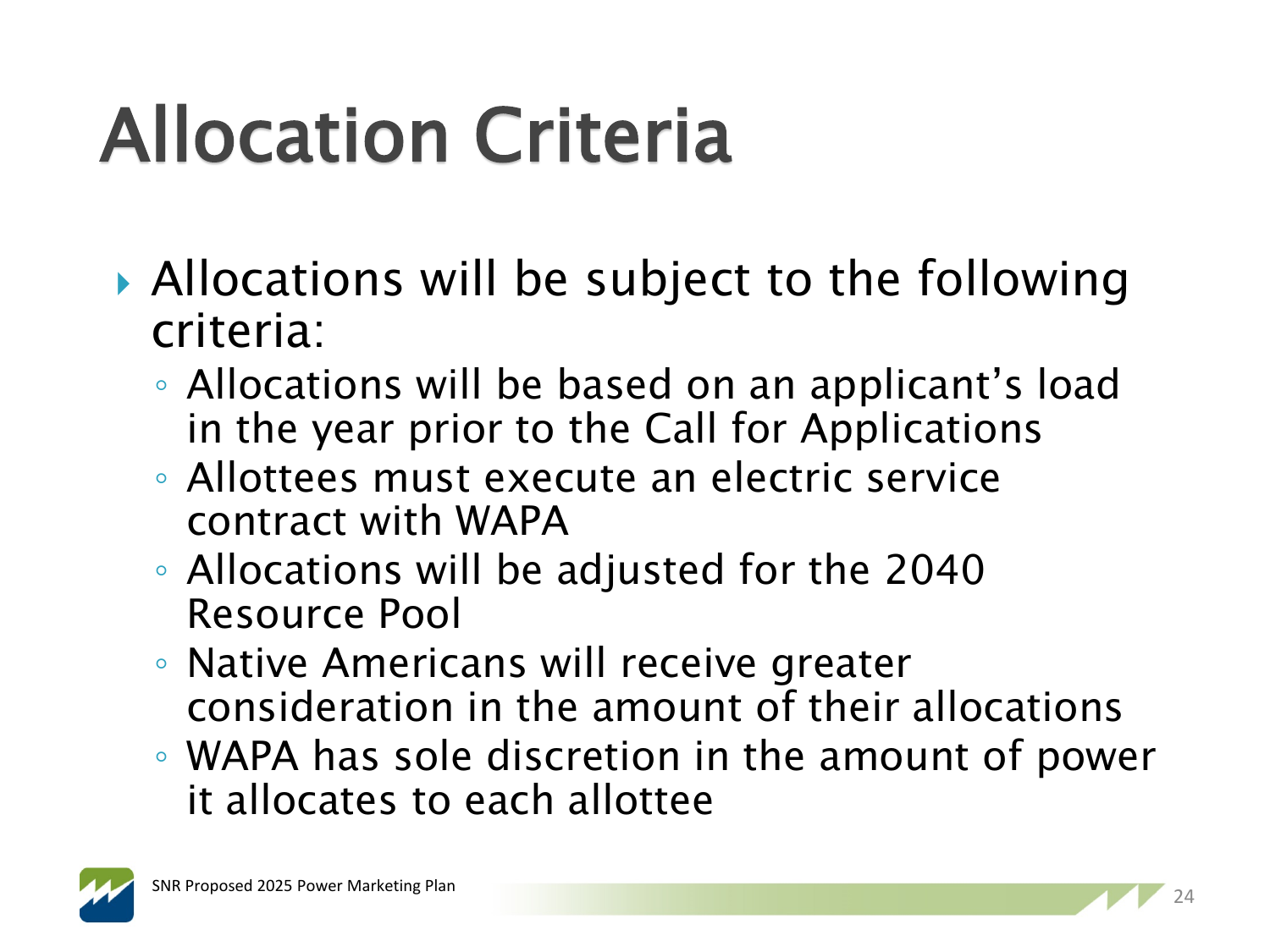# Allocation Criteria

- Allocations will be subject to the following criteria:
  - Allocations will be based on an applicant's load in the year prior to the Call for Applications
  - Allottees must execute an electric service contract with WAPA
  - Allocations will be adjusted for the 2040 Resource Pool
  - Native Americans will receive greater consideration in the amount of their allocations
  - WAPA has sole discretion in the amount of power it allocates to each allottee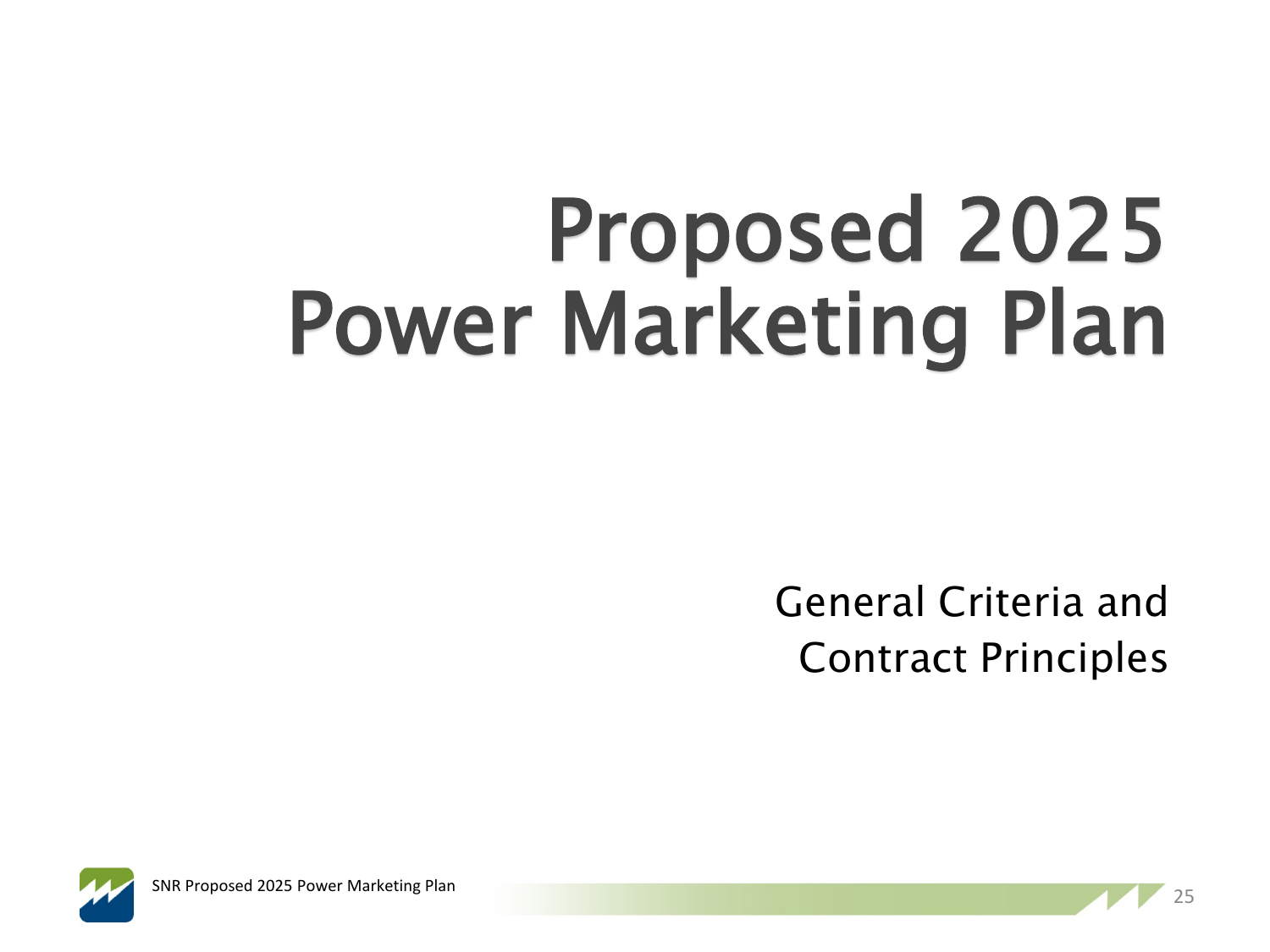# Proposed 2025 Power Marketing Plan

General Criteria and Contract Principles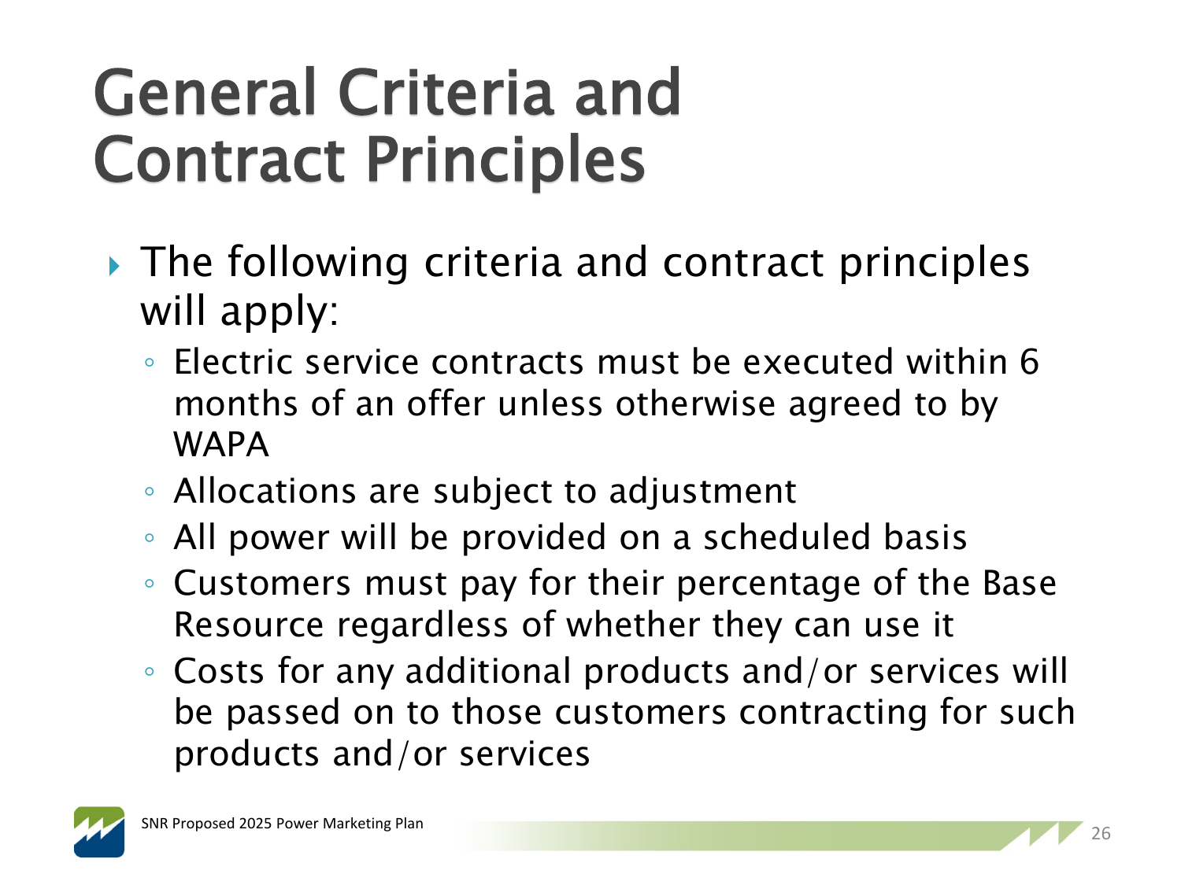# General Criteria and Contract Principles

- The following criteria and contract principles will apply:
  - Electric service contracts must be executed within 6 months of an offer unless otherwise agreed to by WAPA
  - Allocations are subject to adjustment
  - All power will be provided on a scheduled basis
  - Customers must pay for their percentage of the Base Resource regardless of whether they can use it
  - Costs for any additional products and/or services will be passed on to those customers contracting for such products and/or services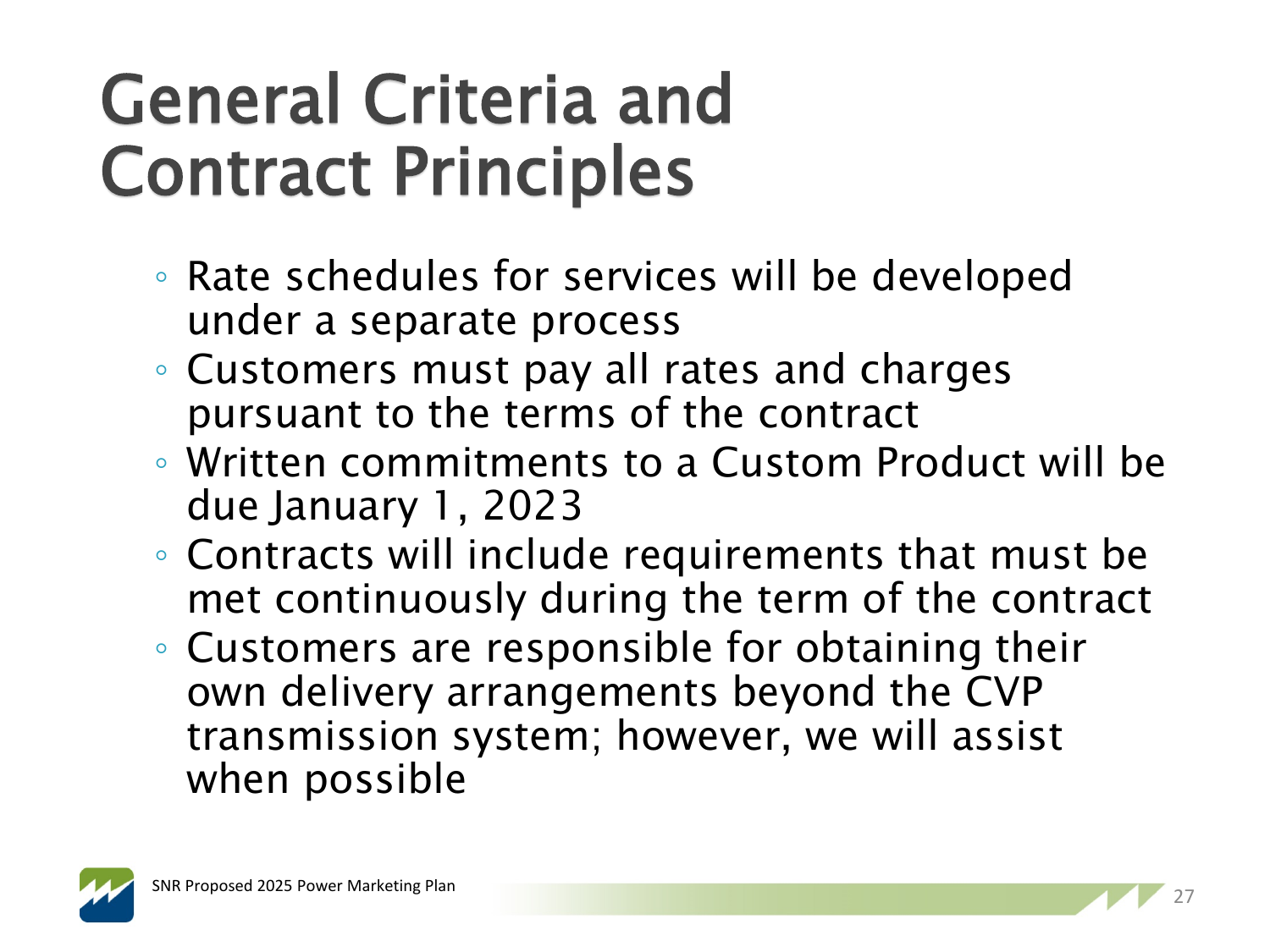# General Criteria and Contract Principles

- Rate schedules for services will be developed under a separate process
- Customers must pay all rates and charges pursuant to the terms of the contract
- Written commitments to a Custom Product will be due January 1, 2023
- Contracts will include requirements that must be met continuously during the term of the contract
- Customers are responsible for obtaining their own delivery arrangements beyond the CVP transmission system; however, we will assist when possible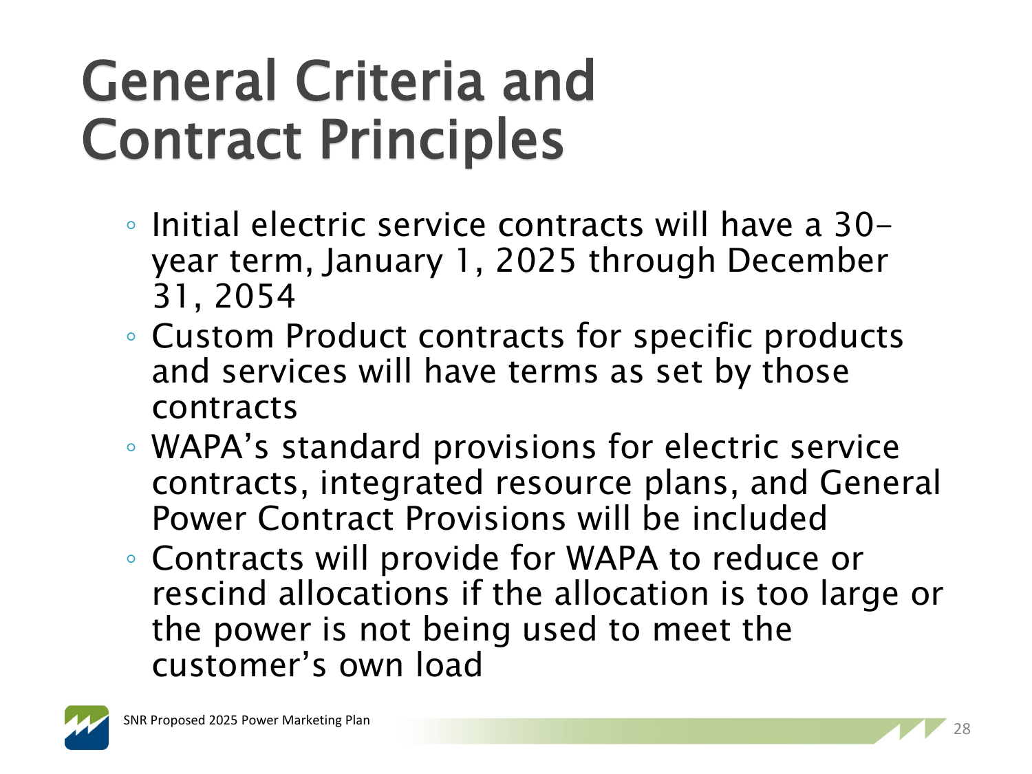# General Criteria and Contract Principles

- Initial electric service contracts will have a 30-year term, January 1, 2025 through December 31, 2054
- Custom Product contracts for specific products and services will have terms as set by those contracts
- WAPA's standard provisions for electric service contracts, integrated resource plans, and General Power Contract Provisions will be included
- Contracts will provide for WAPA to reduce or rescind allocations if the allocation is too large or the power is not being used to meet the customer's own load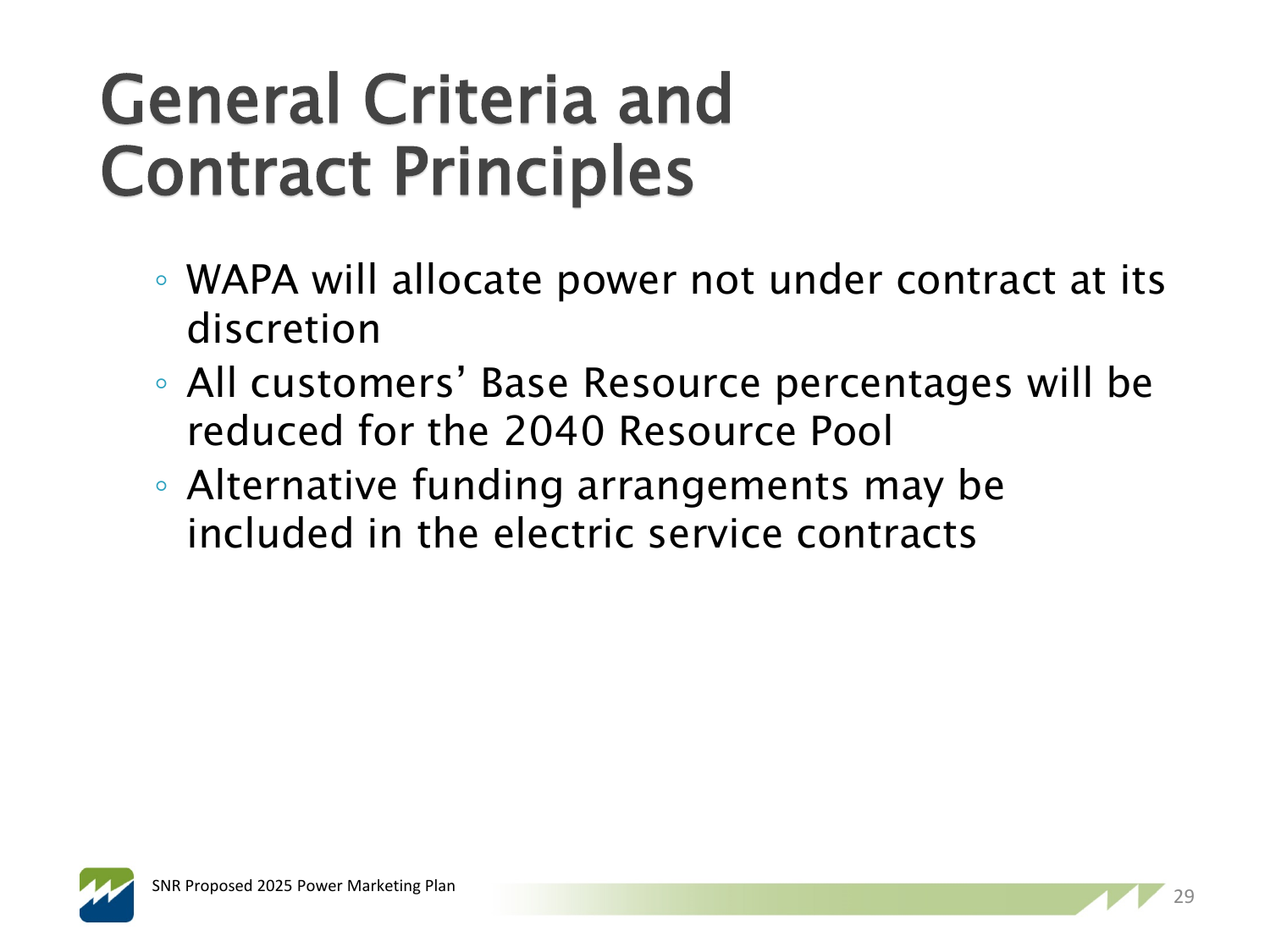# General Criteria and Contract Principles

- WAPA will allocate power not under contract at its discretion
- All customers' Base Resource percentages will be reduced for the 2040 Resource Pool
- Alternative funding arrangements may be included in the electric service contracts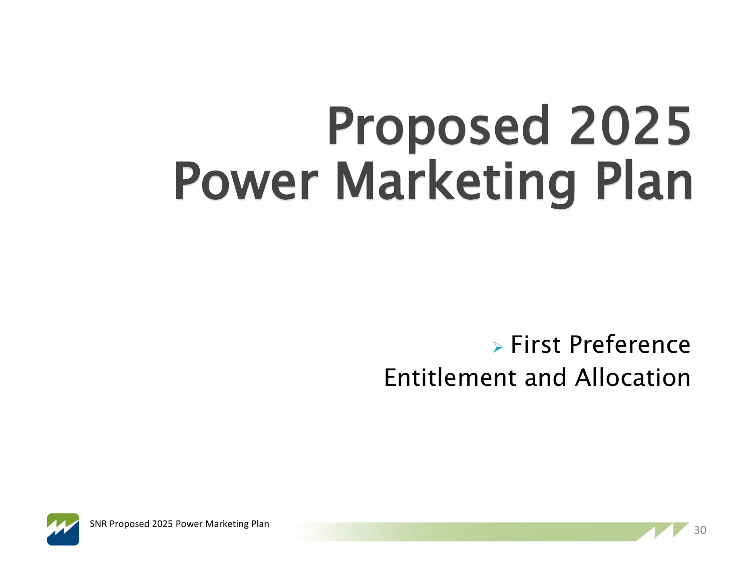# Proposed 2025 Power Marketing Plan

- First Preference Entitlement and Allocation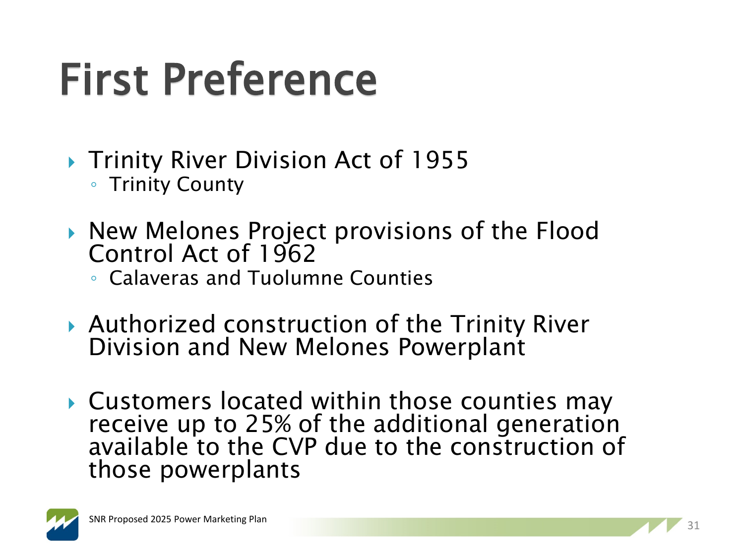# First Preference

- Trinity River Division Act of 1955
  - Trinity County
- New Melones Project provisions of the Flood Control Act of 1962
  - Calaveras and Tuolumne Counties
- Authorized construction of the Trinity River Division and New Melones Powerplant
- Customers located within those counties may receive up to 25% of the additional generation available to the CVP due to the construction of those powerplants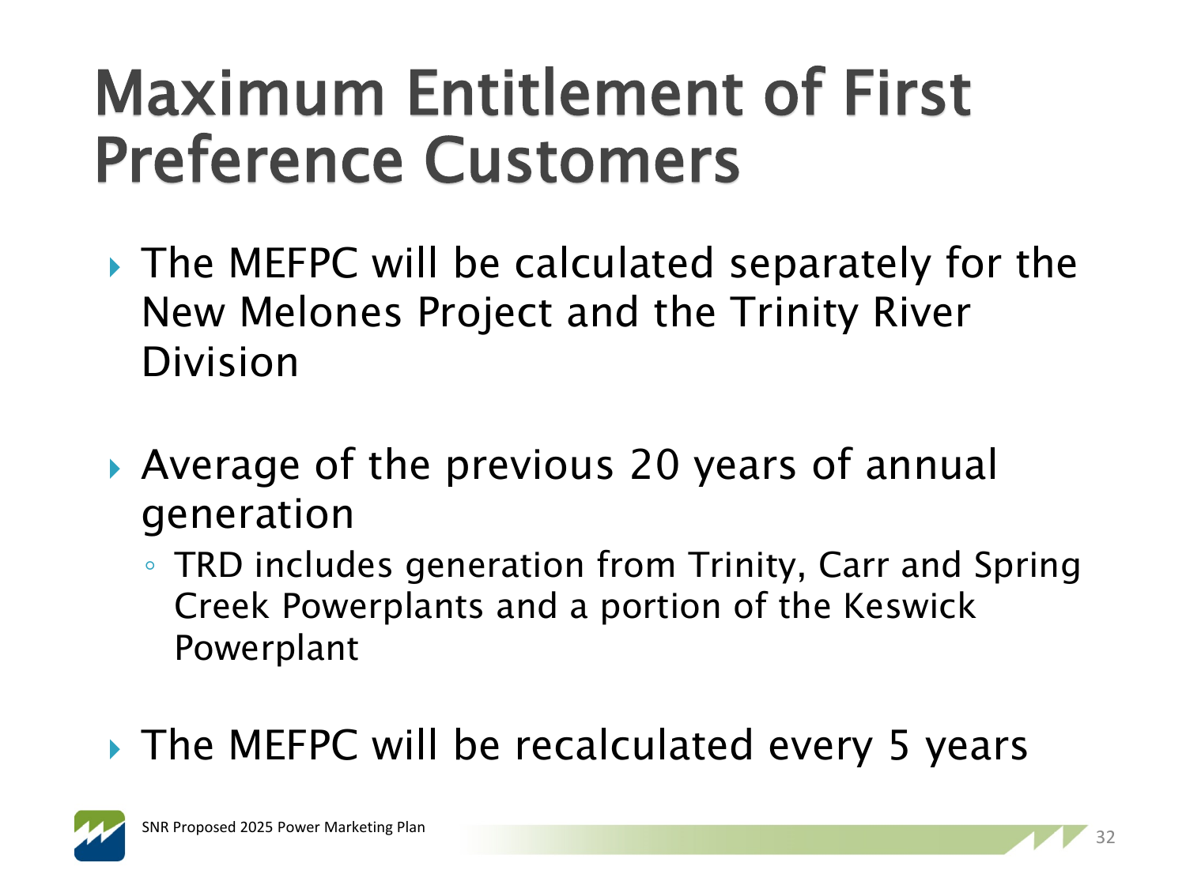# Maximum Entitlement of First Preference Customers

- The MEFPC will be calculated separately for the New Melones Project and the Trinity River Division
- Average of the previous 20 years of annual generation
  - TRD includes generation from Trinity, Carr and Spring Creek Powerplants and a portion of the Keswick Powerplant
- The MEFPC will be recalculated every 5 years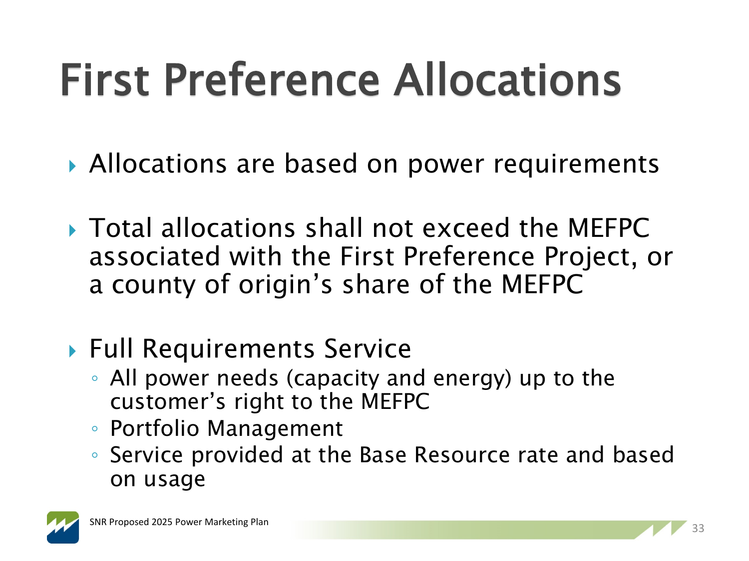# First Preference Allocations

- Allocations are based on power requirements
- Total allocations shall not exceed the MEFPC associated with the First Preference Project, or a county of origin's share of the MEFPC
- Full Requirements Service
  - All power needs (capacity and energy) up to the customer's right to the MEFPC
  - Portfolio Management
  - Service provided at the Base Resource rate and based on usage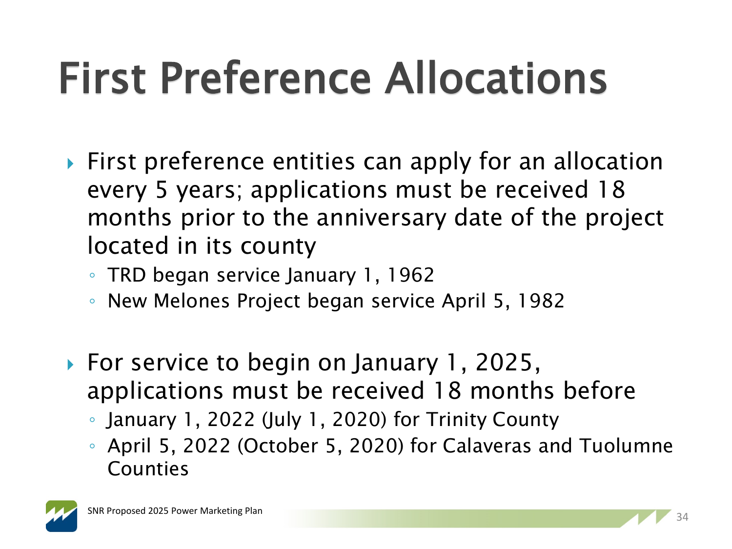# First Preference Allocations

- First preference entities can apply for an allocation every 5 years; applications must be received 18 months prior to the anniversary date of the project located in its county
  - TRD began service January 1, 1962
  - New Melones Project began service April 5, 1982

- For service to begin on January 1, 2025, applications must be received 18 months before
  - January 1, 2022 (July 1, 2020) for Trinity County
  - April 5, 2022 (October 5, 2020) for Calaveras and Tuolumne Counties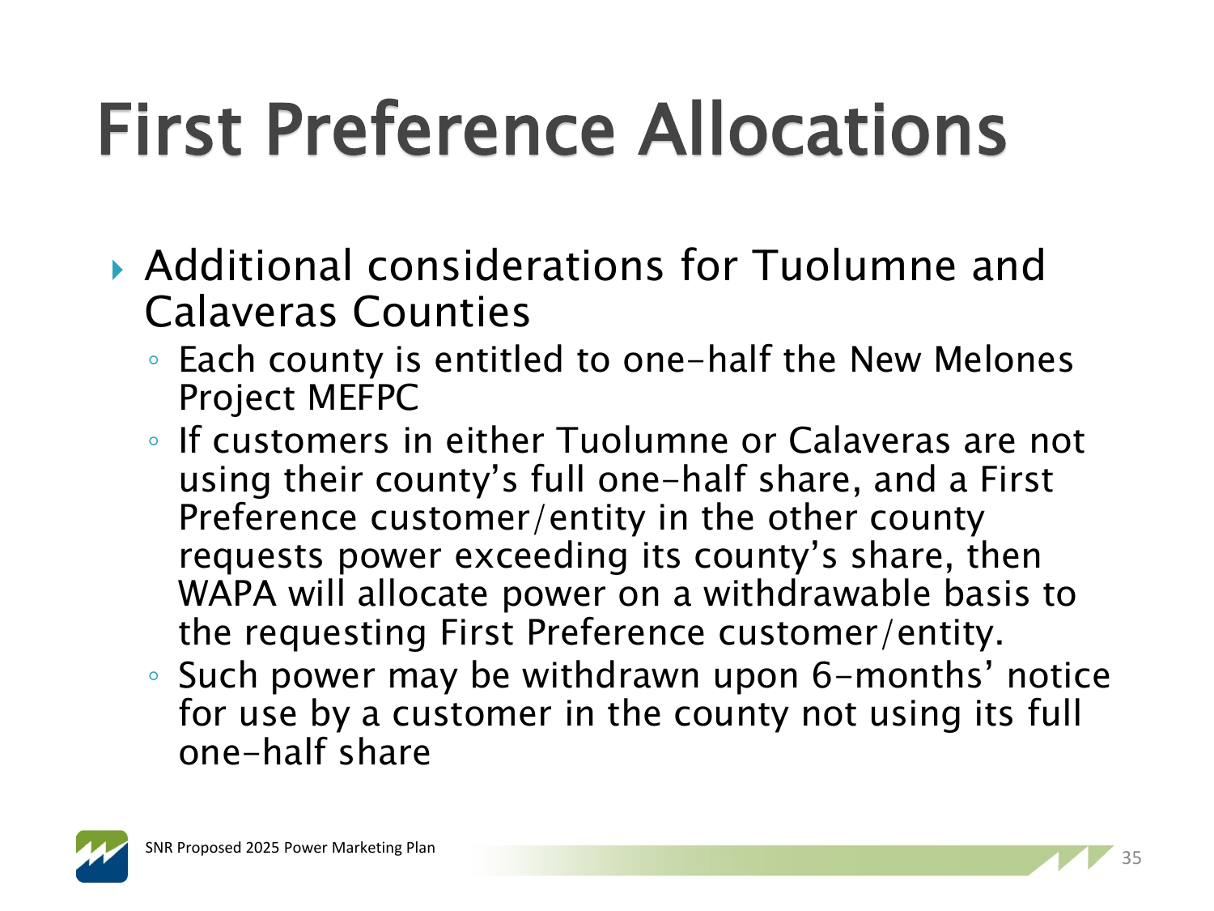# First Preference Allocations

- Additional considerations for Tuolumne and Calaveras Counties
  - Each county is entitled to one-half the New Melones Project MEFPC
  - If customers in either Tuolumne or Calaveras are not using their county's full one-half share, and a First Preference customer/entity in the other county requests power exceeding its county's share, then WAPA will allocate power on a withdrawable basis to the requesting First Preference customer/entity.
  - Such power may be withdrawn upon 6-months' notice for use by a customer in the county not using its full one-half share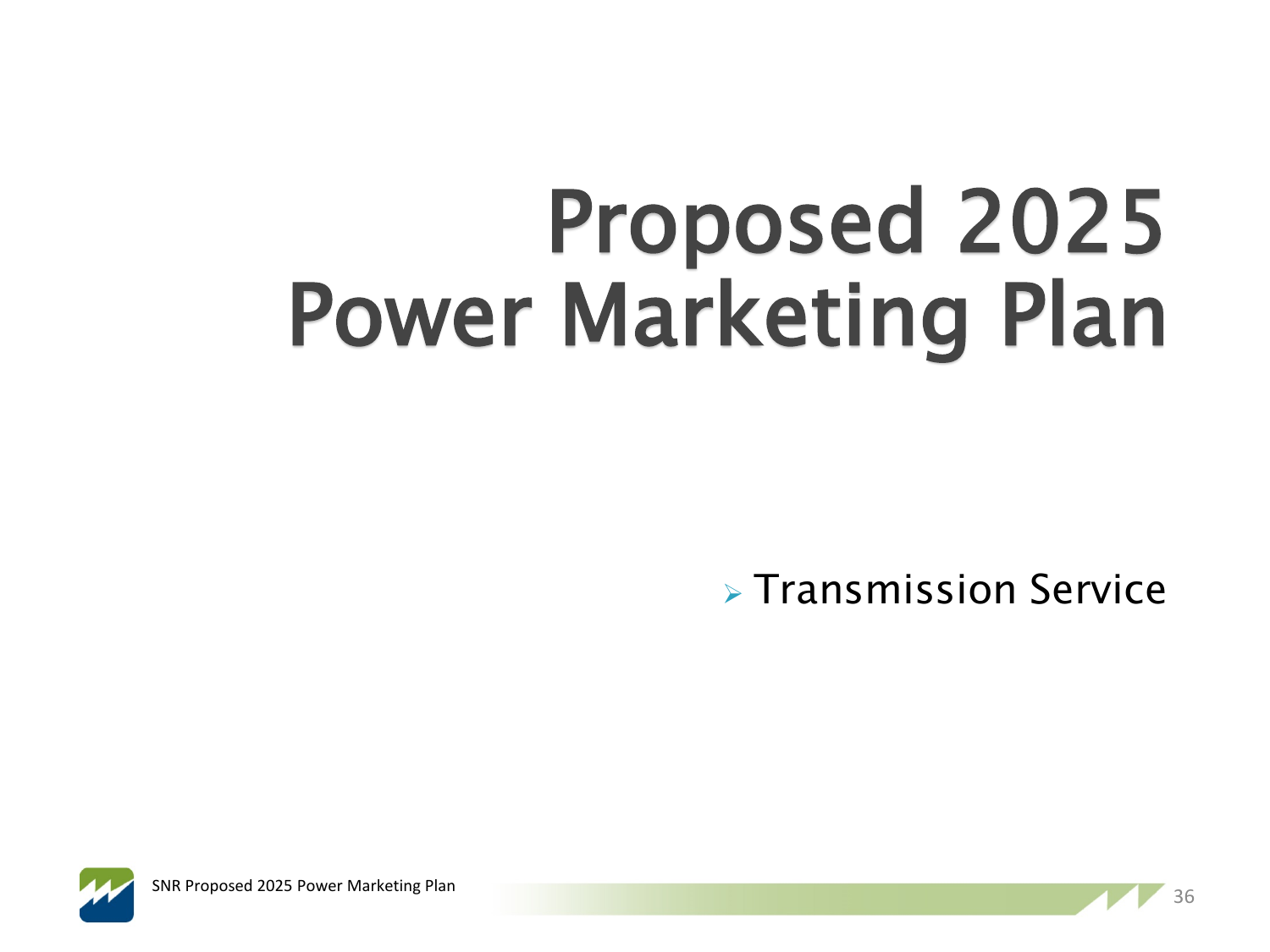# Proposed 2025 Power Marketing Plan

- Transmission Service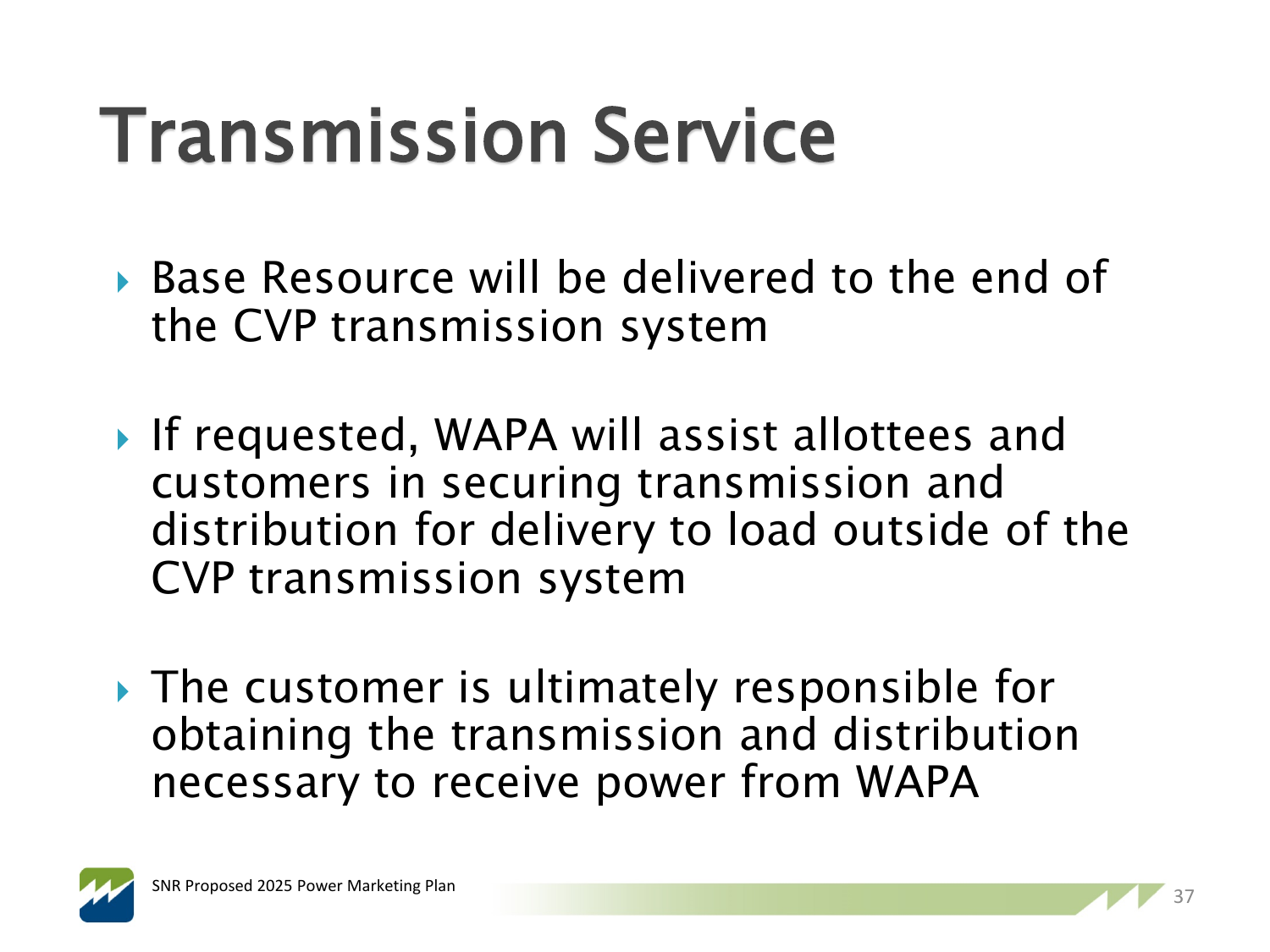# Transmission Service

- Base Resource will be delivered to the end of the CVP transmission system
- If requested, WAPA will assist allottees and customers in securing transmission and distribution for delivery to load outside of the CVP transmission system
- The customer is ultimately responsible for obtaining the transmission and distribution necessary to receive power from WAPA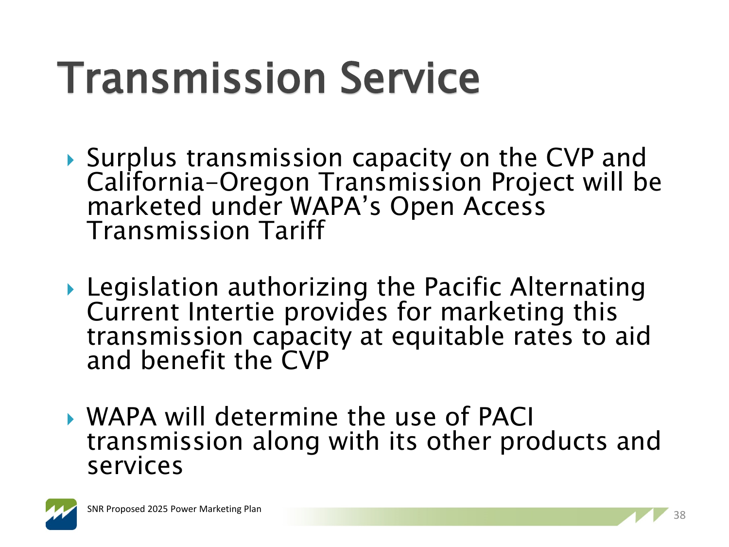# Transmission Service

- Surplus transmission capacity on the CVP and California-Oregon Transmission Project will be marketed under WAPA's Open Access Transmission Tariff
- Legislation authorizing the Pacific Alternating Current Intertie provides for marketing this transmission capacity at equitable rates to aid and benefit the CVP
- WAPA will determine the use of PACI transmission along with its other products and services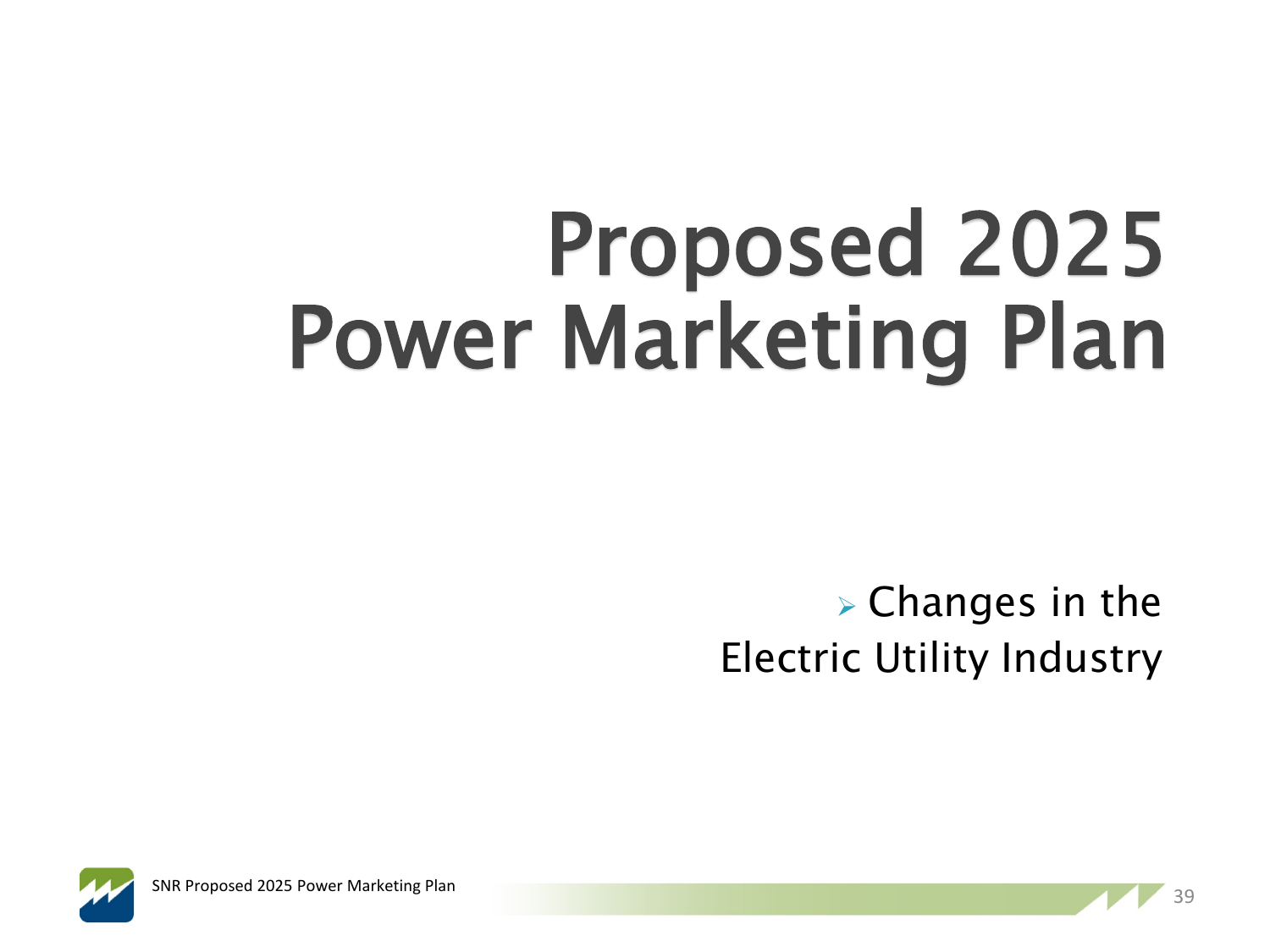# Proposed 2025 Power Marketing Plan

- Changes in the Electric Utility Industry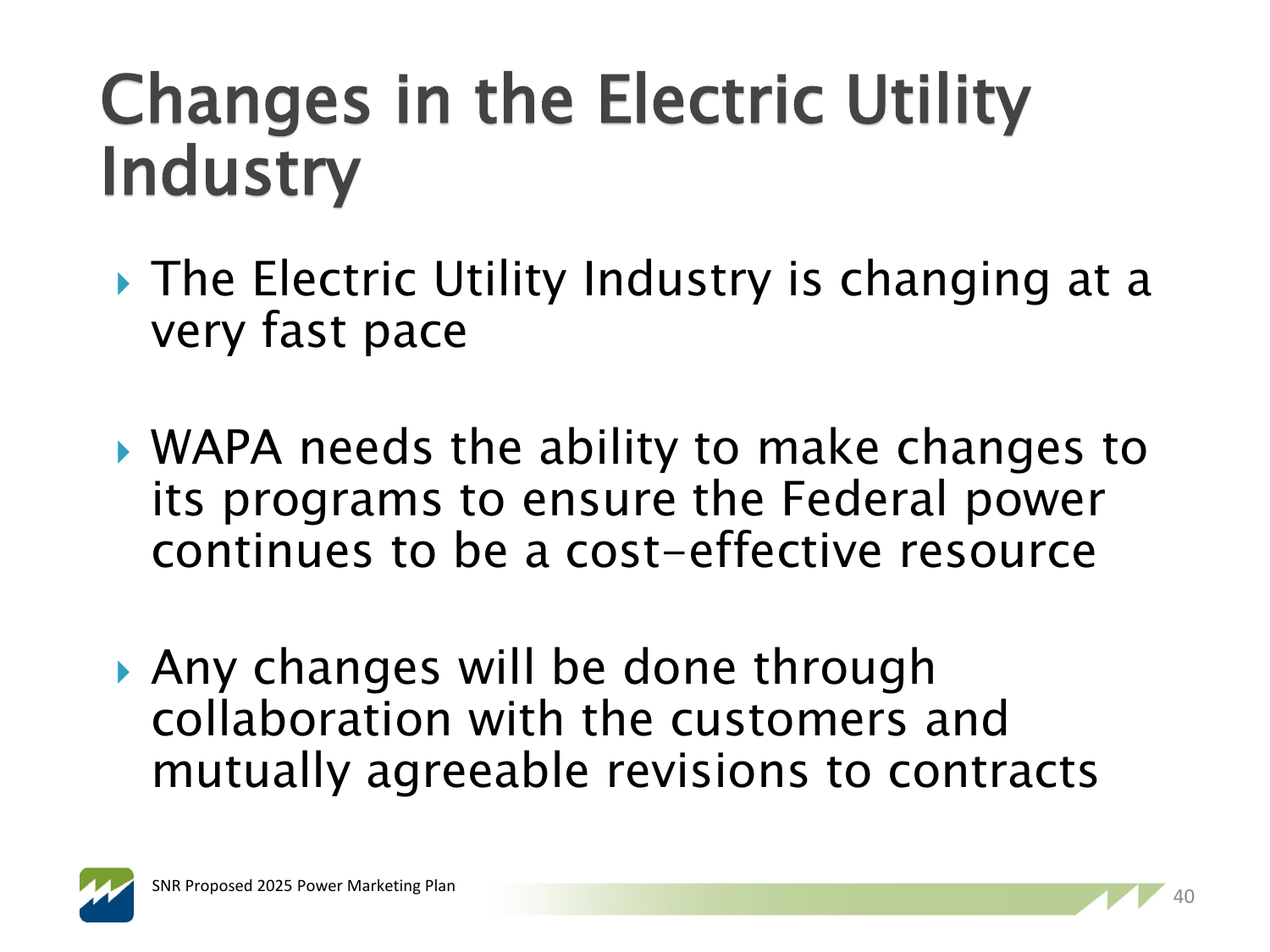# Changes in the Electric Utility Industry

- The Electric Utility Industry is changing at a very fast pace
- WAPA needs the ability to make changes to its programs to ensure the Federal power continues to be a cost-effective resource
- Any changes will be done through collaboration with the customers and mutually agreeable revisions to contracts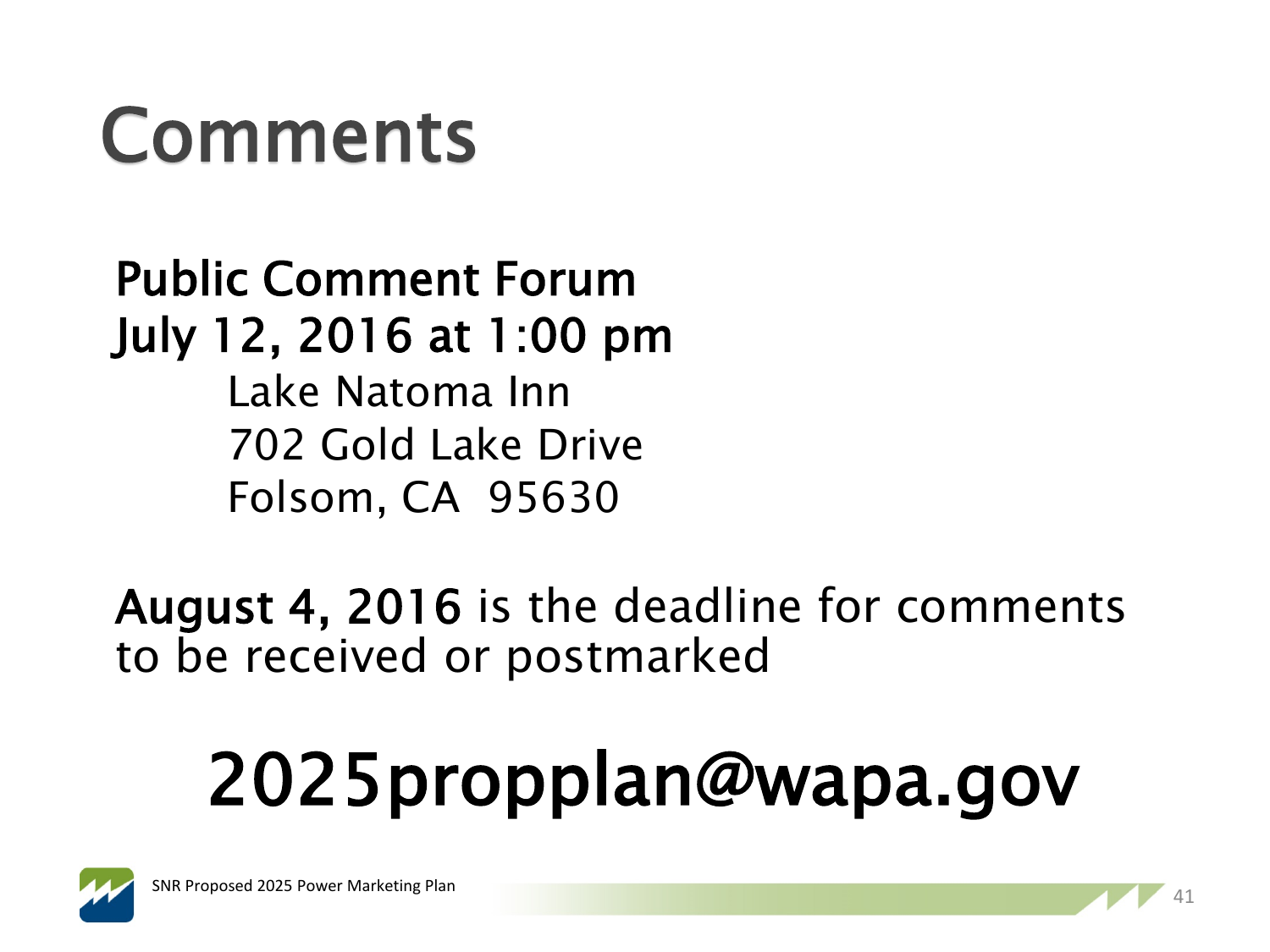# Comments

**Public Comment Forum**
**July 12, 2016 at 1:00 pm**

Lake Natoma Inn
702 Gold Lake Drive
Folsom, CA 95630

**August 4, 2016** is the deadline for comments to be received or postmarked

## 2025propplan@wapa.gov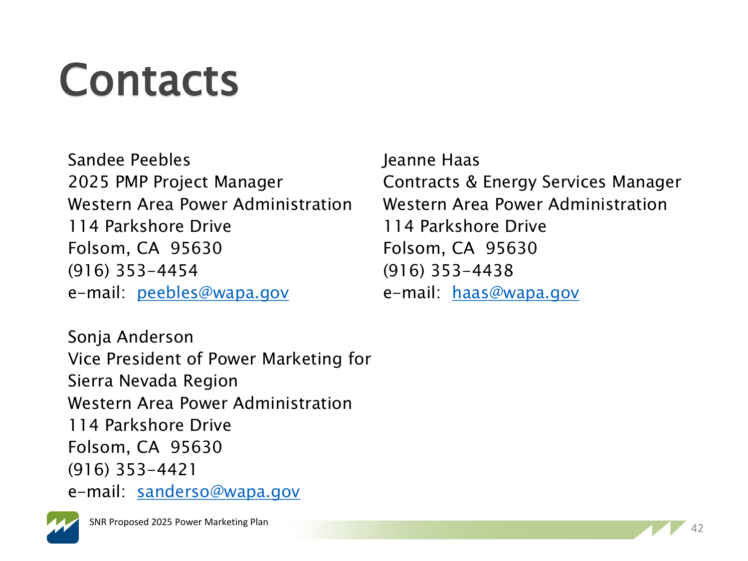# Contacts

Sandee Peebles
2025 PMP Project Manager
Western Area Power Administration
114 Parkshore Drive
Folsom, CA 95630
(916) 353-4454
e-mail: peebles@wapa.gov

Jeanne Haas
Contracts & Energy Services Manager
Western Area Power Administration
114 Parkshore Drive
Folsom, CA 95630
(916) 353-4438
e-mail: haas@wapa.gov

Sonja Anderson
Vice President of Power Marketing for Sierra Nevada Region
Western Area Power Administration
114 Parkshore Drive
Folsom, CA 95630
(916) 353-4421
e-mail: sanderso@wapa.gov